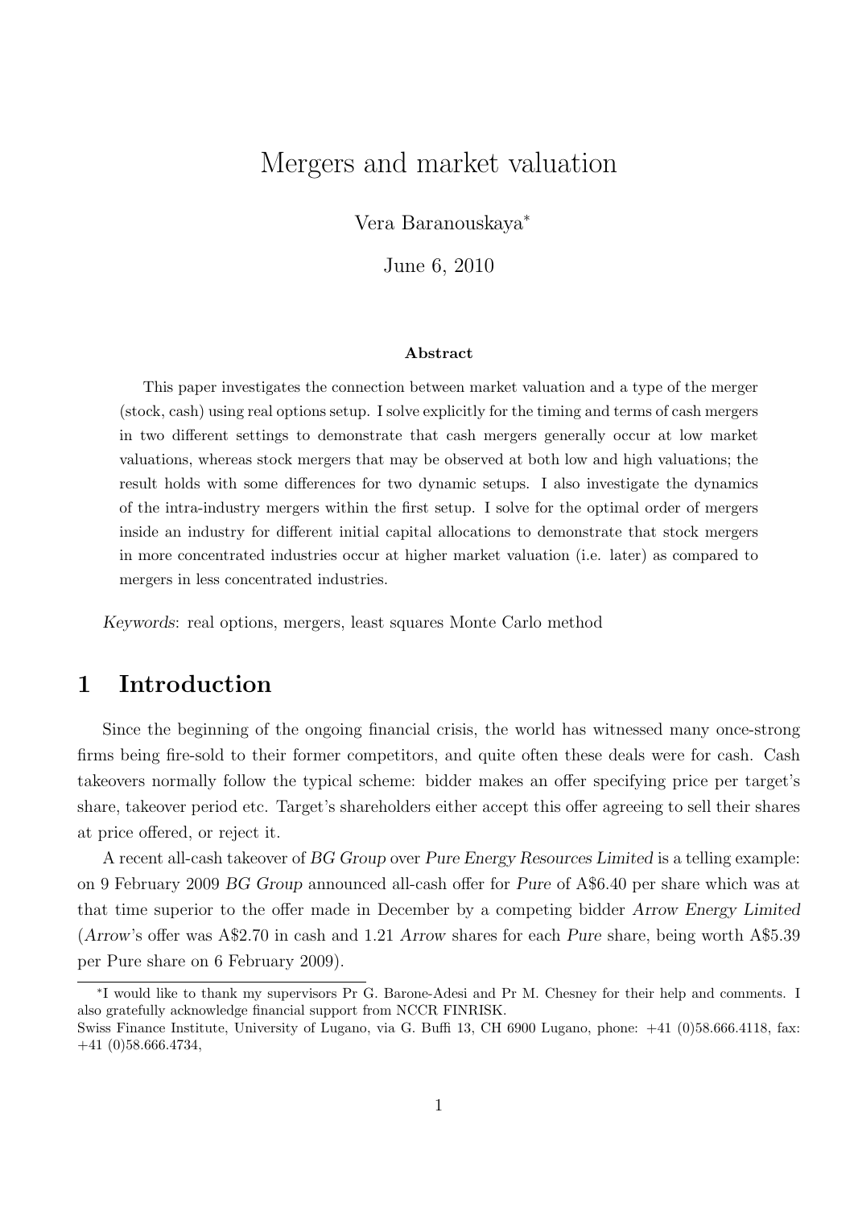# Mergers and market valuation

Vera Baranouskaya*

June 6, 2010

**Abstract**

This paper investigates the connection between market valuation and a type of the merger (stock, cash) using real options setup. I solve explicitly for the timing and terms of cash mergers in two different settings to demonstrate that cash mergers generally occur at low market valuations, whereas stock mergers that may be observed at both low and high valuations; the result holds with some differences for two dynamic setups. I also investigate the dynamics of the intra-industry mergers within the first setup. I solve for the optimal order of mergers inside an industry for different initial capital allocations to demonstrate that stock mergers in more concentrated industries occur at higher market valuation (i.e. later) as compared to mergers in less concentrated industries.

*Keywords*: real options, mergers, least squares Monte Carlo method

## 1 Introduction

Since the beginning of the ongoing financial crisis, the world has witnessed many once-strong firms being fire-sold to their former competitors, and quite often these deals were for cash. Cash takeovers normally follow the typical scheme: bidder makes an offer specifying price per target's share, takeover period etc. Target's shareholders either accept this offer agreeing to sell their shares at price offered, or reject it.

A recent all-cash takeover of *BG Group* over *Pure Energy Resources Limited* is a telling example: on 9 February 2009 *BG Group* announced all-cash offer for *Pure* of A\$6.40 per share which was at that time superior to the offer made in December by a competing bidder *Arrow Energy Limited* (*Arrow*'s offer was A\$2.70 in cash and 1.21 *Arrow* shares for each *Pure* share, being worth A\$5.39 per Pure share on 6 February 2009).

*I would like to thank my supervisors Pr G. Barone-Adesi and Pr M. Chesney for their help and comments. I also gratefully acknowledge financial support from NCCR FINRISK.
Swiss Finance Institute, University of Lugano, via G. Buffi 13, CH 6900 Lugano, phone: +41 (0)58.666.4118, fax: +41 (0)58.666.4734,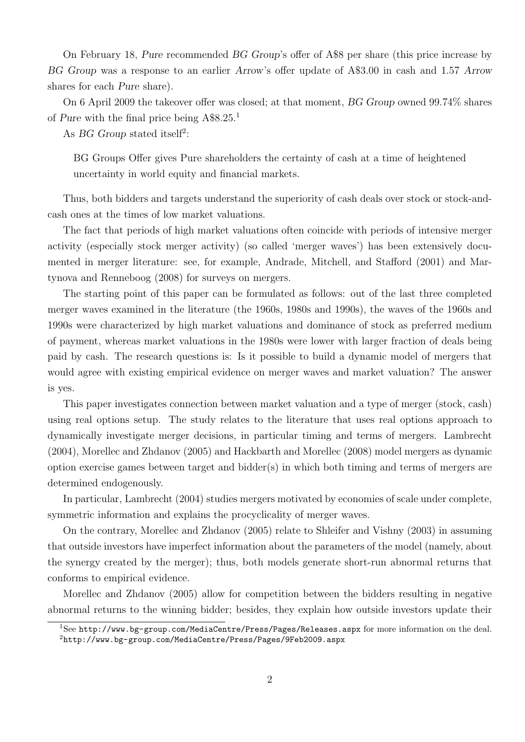On February 18, *Pure* recommended *BG Group*'s offer of A$8 per share (this price increase by *BG Group* was a response to an earlier *Arrow*'s offer update of A$3.00 in cash and 1.57 *Arrow* shares for each *Pure* share).

On 6 April 2009 the takeover offer was closed; at that moment, *BG Group* owned 99.74% shares of *Pure* with the final price being A$8.25.[1]

As *BG Group* stated itself[2]:

> BG Groups Offer gives Pure shareholders the certainty of cash at a time of heightened uncertainty in world equity and financial markets.

Thus, both bidders and targets understand the superiority of cash deals over stock or stock-and-cash ones at the times of low market valuations.

The fact that periods of high market valuations often coincide with periods of intensive merger activity (especially stock merger activity) (so called 'merger waves') has been extensively documented in merger literature: see, for example, Andrade, Mitchell, and Stafford (2001) and Martynova and Renneboog (2008) for surveys on mergers.

The starting point of this paper can be formulated as follows: out of the last three completed merger waves examined in the literature (the 1960s, 1980s and 1990s), the waves of the 1960s and 1990s were characterized by high market valuations and dominance of stock as preferred medium of payment, whereas market valuations in the 1980s were lower with larger fraction of deals being paid by cash. The research questions is: Is it possible to build a dynamic model of mergers that would agree with existing empirical evidence on merger waves and market valuation? The answer is yes.

This paper investigates connection between market valuation and a type of merger (stock, cash) using real options setup. The study relates to the literature that uses real options approach to dynamically investigate merger decisions, in particular timing and terms of mergers. Lambrecht (2004), Morellec and Zhdanov (2005) and Hackbarth and Morellec (2008) model mergers as dynamic option exercise games between target and bidder(s) in which both timing and terms of mergers are determined endogenously.

In particular, Lambrecht (2004) studies mergers motivated by economies of scale under complete, symmetric information and explains the procyclicality of merger waves.

On the contrary, Morellec and Zhdanov (2005) relate to Shleifer and Vishny (2003) in assuming that outside investors have imperfect information about the parameters of the model (namely, about the synergy created by the merger); thus, both models generate short-run abnormal returns that conforms to empirical evidence.

Morellec and Zhdanov (2005) allow for competition between the bidders resulting in negative abnormal returns to the winning bidder; besides, they explain how outside investors update their

[1] See http://www.bg-group.com/MediaCentre/Press/Pages/Releases.aspx for more information on the deal.

[2] http://www.bg-group.com/MediaCentre/Press/Pages/9Feb2009.aspx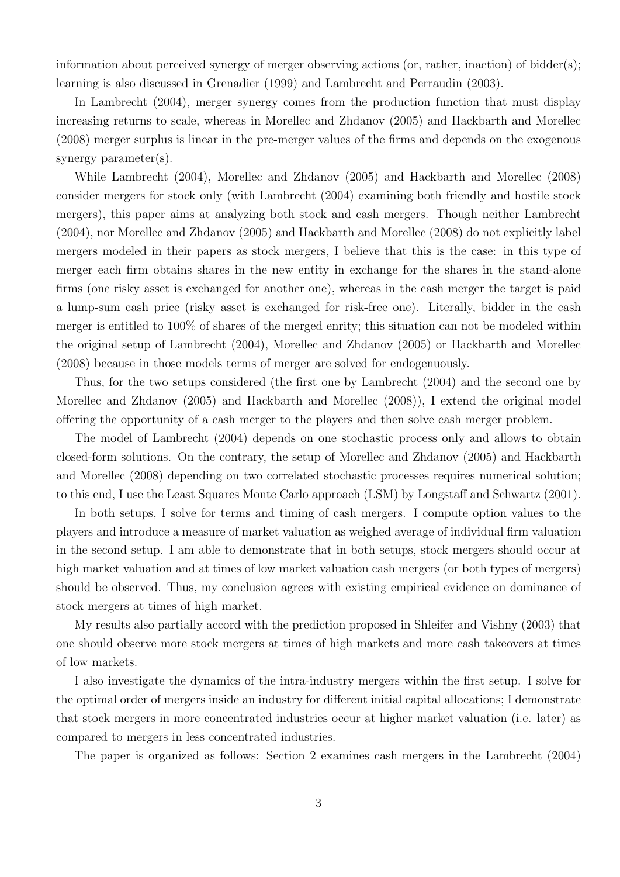information about perceived synergy of merger observing actions (or, rather, inaction) of bidder(s); learning is also discussed in Grenadier (1999) and Lambrecht and Perraudin (2003).

In Lambrecht (2004), merger synergy comes from the production function that must display increasing returns to scale, whereas in Morellec and Zhdanov (2005) and Hackbarth and Morellec (2008) merger surplus is linear in the pre-merger values of the firms and depends on the exogenous synergy parameter(s).

While Lambrecht (2004), Morellec and Zhdanov (2005) and Hackbarth and Morellec (2008) consider mergers for stock only (with Lambrecht (2004) examining both friendly and hostile stock mergers), this paper aims at analyzing both stock and cash mergers. Though neither Lambrecht (2004), nor Morellec and Zhdanov (2005) and Hackbarth and Morellec (2008) do not explicitly label mergers modeled in their papers as stock mergers, I believe that this is the case: in this type of merger each firm obtains shares in the new entity in exchange for the shares in the stand-alone firms (one risky asset is exchanged for another one), whereas in the cash merger the target is paid a lump-sum cash price (risky asset is exchanged for risk-free one). Literally, bidder in the cash merger is entitled to 100% of shares of the merged enrity; this situation can not be modeled within the original setup of Lambrecht (2004), Morellec and Zhdanov (2005) or Hackbarth and Morellec (2008) because in those models terms of merger are solved for endogenuously.

Thus, for the two setups considered (the first one by Lambrecht (2004) and the second one by Morellec and Zhdanov (2005) and Hackbarth and Morellec (2008)), I extend the original model offering the opportunity of a cash merger to the players and then solve cash merger problem.

The model of Lambrecht (2004) depends on one stochastic process only and allows to obtain closed-form solutions. On the contrary, the setup of Morellec and Zhdanov (2005) and Hackbarth and Morellec (2008) depending on two correlated stochastic processes requires numerical solution; to this end, I use the Least Squares Monte Carlo approach (LSM) by Longstaff and Schwartz (2001).

In both setups, I solve for terms and timing of cash mergers. I compute option values to the players and introduce a measure of market valuation as weighed average of individual firm valuation in the second setup. I am able to demonstrate that in both setups, stock mergers should occur at high market valuation and at times of low market valuation cash mergers (or both types of mergers) should be observed. Thus, my conclusion agrees with existing empirical evidence on dominance of stock mergers at times of high market.

My results also partially accord with the prediction proposed in Shleifer and Vishny (2003) that one should observe more stock mergers at times of high markets and more cash takeovers at times of low markets.

I also investigate the dynamics of the intra-industry mergers within the first setup. I solve for the optimal order of mergers inside an industry for different initial capital allocations; I demonstrate that stock mergers in more concentrated industries occur at higher market valuation (i.e. later) as compared to mergers in less concentrated industries.

The paper is organized as follows: Section 2 examines cash mergers in the Lambrecht (2004)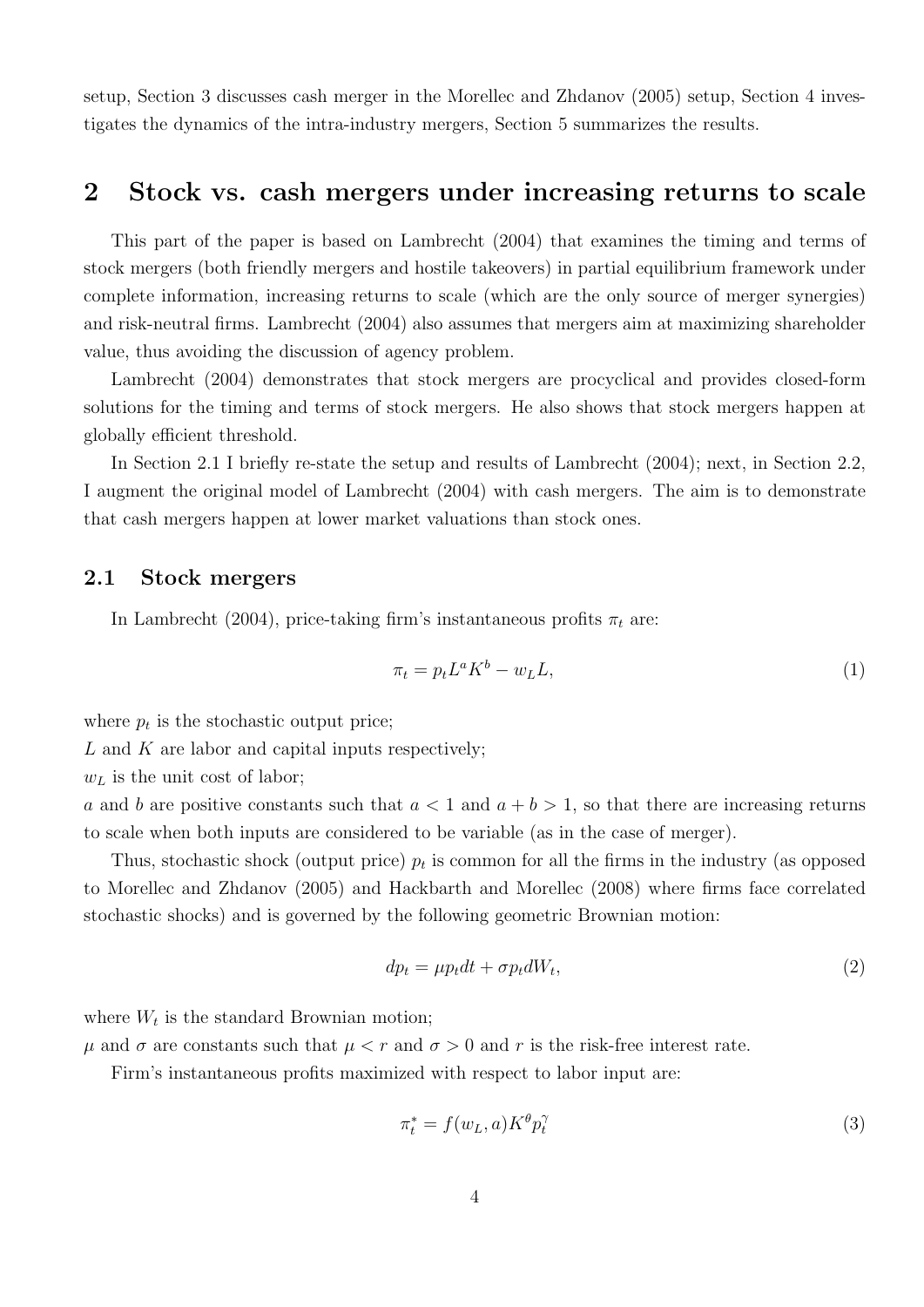setup, Section 3 discusses cash merger in the Morellec and Zhdanov (2005) setup, Section 4 investigates the dynamics of the intra-industry mergers, Section 5 summarizes the results.

## 2 Stock vs. cash mergers under increasing returns to scale

This part of the paper is based on Lambrecht (2004) that examines the timing and terms of stock mergers (both friendly mergers and hostile takeovers) in partial equilibrium framework under complete information, increasing returns to scale (which are the only source of merger synergies) and risk-neutral firms. Lambrecht (2004) also assumes that mergers aim at maximizing shareholder value, thus avoiding the discussion of agency problem.

Lambrecht (2004) demonstrates that stock mergers are procyclical and provides closed-form solutions for the timing and terms of stock mergers. He also shows that stock mergers happen at globally efficient threshold.

In Section 2.1 I briefly re-state the setup and results of Lambrecht (2004); next, in Section 2.2, I augment the original model of Lambrecht (2004) with cash mergers. The aim is to demonstrate that cash mergers happen at lower market valuations than stock ones.

### 2.1 Stock mergers

In Lambrecht (2004), price-taking firm's instantaneous profits $\pi_t$ are:

$$\pi_t = p_t L^a K^b - w_L L, \tag{1}$$

where $p_t$ is the stochastic output price;
$L$ and $K$ are labor and capital inputs respectively;
$w_L$ is the unit cost of labor;
$a$ and $b$ are positive constants such that $a < 1$ and $a + b > 1$, so that there are increasing returns to scale when both inputs are considered to be variable (as in the case of merger).

Thus, stochastic shock (output price) $p_t$ is common for all the firms in the industry (as opposed to Morellec and Zhdanov (2005) and Hackbarth and Morellec (2008) where firms face correlated stochastic shocks) and is governed by the following geometric Brownian motion:

$$dp_t = \mu p_t dt + \sigma p_t dW_t, \tag{2}$$

where $W_t$ is the standard Brownian motion;
$\mu$ and $\sigma$ are constants such that $\mu < r$ and $\sigma > 0$ and $r$ is the risk-free interest rate.

Firm's instantaneous profits maximized with respect to labor input are:

$$\pi_t^* = f(w_L, a) K^\theta p_t^\gamma \tag{3}$$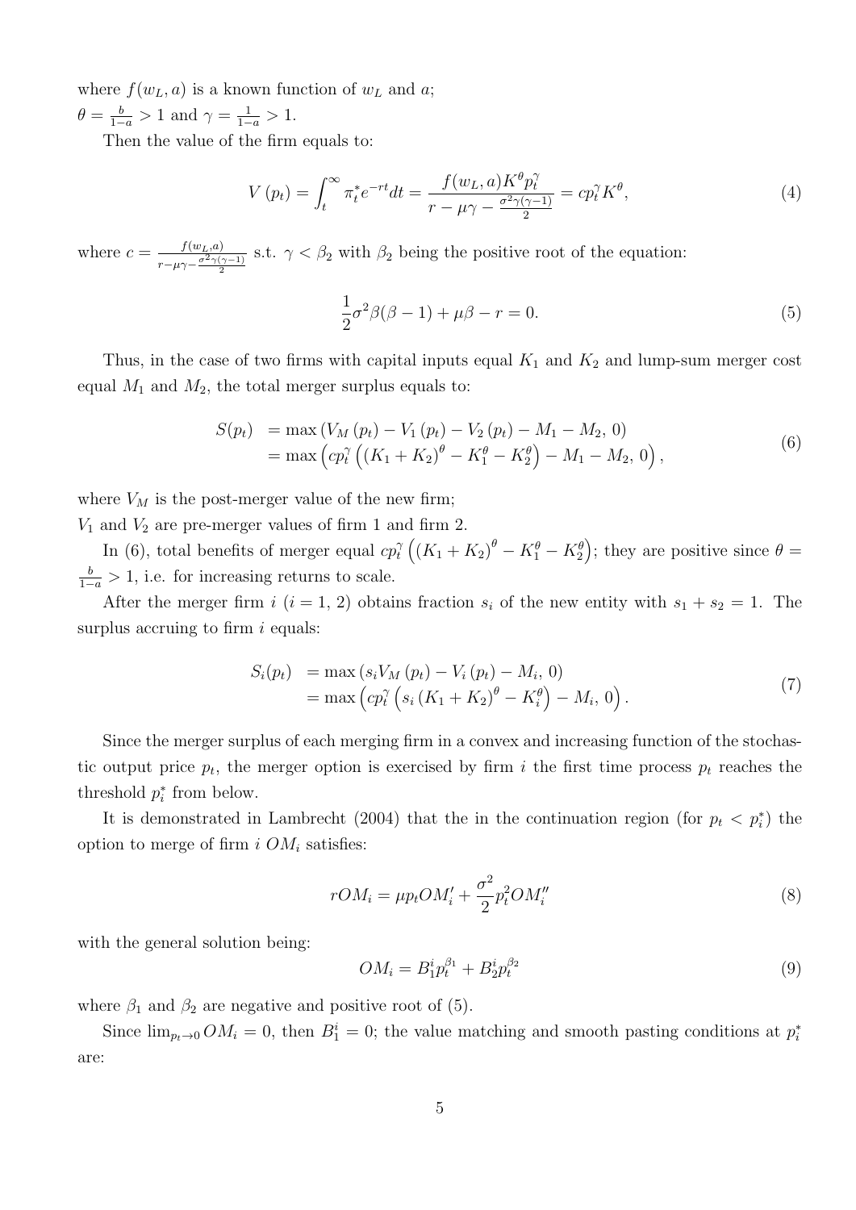where $f(w_L, a)$ is a known function of $w_L$ and $a$;
$\theta = \frac{b}{1-a} > 1$ and $\gamma = \frac{1}{1-a} > 1$.

Then the value of the firm equals to:

$$V(p_t) = \int_t^{\infty} \pi_t^* e^{-rt} dt = \frac{f(w_L, a) K^{\theta} p_t^{\gamma}}{r - \mu\gamma - \frac{\sigma^2 \gamma(\gamma-1)}{2}} = c p_t^{\gamma} K^{\theta}, \tag{4}$$

where $c = \frac{f(w_L,a)}{r-\mu\gamma-\frac{\sigma^2\gamma(\gamma-1)}{2}}$ s.t. $\gamma < \beta_2$ with $\beta_2$ being the positive root of the equation:

$$\frac{1}{2}\sigma^2 \beta(\beta-1) + \mu\beta - r = 0. \tag{5}$$

Thus, in the case of two firms with capital inputs equal $K_1$ and $K_2$ and lump-sum merger cost equal $M_1$ and $M_2$, the total merger surplus equals to:

$$\begin{aligned} S(p_t) &= \max\left(V_M(p_t) - V_1(p_t) - V_2(p_t) - M_1 - M_2,\, 0\right) \\ &= \max\left(c p_t^{\gamma}\left((K_1 + K_2)^{\theta} - K_1^{\theta} - K_2^{\theta}\right) - M_1 - M_2,\, 0\right), \end{aligned} \tag{6}$$

where $V_M$ is the post-merger value of the new firm;
$V_1$ and $V_2$ are pre-merger values of firm 1 and firm 2.

In (6), total benefits of merger equal $c p_t^{\gamma}\left((K_1 + K_2)^{\theta} - K_1^{\theta} - K_2^{\theta}\right)$; they are positive since $\theta = \frac{b}{1-a} > 1$, i.e. for increasing returns to scale.

After the merger firm $i$ ($i = 1, 2$) obtains fraction $s_i$ of the new entity with $s_1 + s_2 = 1$. The surplus accruing to firm $i$ equals:

$$\begin{aligned} S_i(p_t) &= \max\left(s_i V_M(p_t) - V_i(p_t) - M_i,\, 0\right) \\ &= \max\left(c p_t^{\gamma}\left(s_i (K_1 + K_2)^{\theta} - K_i^{\theta}\right) - M_i,\, 0\right). \end{aligned} \tag{7}$$

Since the merger surplus of each merging firm in a convex and increasing function of the stochastic output price $p_t$, the merger option is exercised by firm $i$ the first time process $p_t$ reaches the threshold $p_i^*$ from below.

It is demonstrated in Lambrecht (2004) that the in the continuation region (for $p_t < p_i^*$) the option to merge of firm $i$ $OM_i$ satisfies:

$$rOM_i = \mu p_t OM_i' + \frac{\sigma^2}{2} p_t^2 OM_i'' \tag{8}$$

with the general solution being:

$$OM_i = B_1^i p_t^{\beta_1} + B_2^i p_t^{\beta_2} \tag{9}$$

where $\beta_1$ and $\beta_2$ are negative and positive root of (5).

Since $\lim_{p_t \to 0} OM_i = 0$, then $B_1^i = 0$; the value matching and smooth pasting conditions at $p_i^*$ are: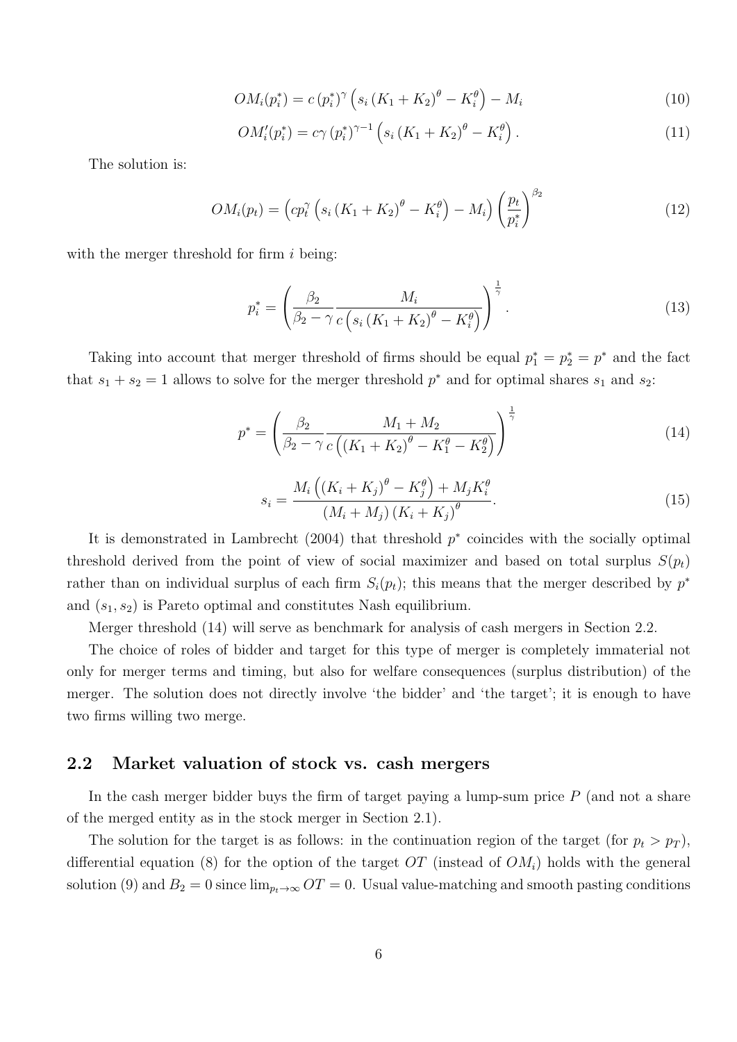$$OM_i(p_i^*) = c\,(p_i^*)^{\gamma}\left(s_i\,(K_1+K_2)^{\theta} - K_i^{\theta}\right) - M_i \tag{10}$$

$$OM_i'(p_i^*) = c\gamma\,(p_i^*)^{\gamma-1}\left(s_i\,(K_1+K_2)^{\theta} - K_i^{\theta}\right). \tag{11}$$

The solution is:

$$OM_i(p_t) = \left(cp_t^{\gamma}\left(s_i\,(K_1+K_2)^{\theta} - K_i^{\theta}\right) - M_i\right)\left(\frac{p_t}{p_i^*}\right)^{\beta_2} \tag{12}$$

with the merger threshold for firm $i$ being:

$$p_i^* = \left(\frac{\beta_2}{\beta_2-\gamma}\frac{M_i}{c\left(s_i\,(K_1+K_2)^{\theta} - K_i^{\theta}\right)}\right)^{\frac{1}{\gamma}}. \tag{13}$$

Taking into account that merger threshold of firms should be equal $p_1^* = p_2^* = p^*$ and the fact that $s_1 + s_2 = 1$ allows to solve for the merger threshold $p^*$ and for optimal shares $s_1$ and $s_2$:

$$p^* = \left(\frac{\beta_2}{\beta_2-\gamma}\frac{M_1+M_2}{c\left((K_1+K_2)^{\theta} - K_1^{\theta} - K_2^{\theta}\right)}\right)^{\frac{1}{\gamma}} \tag{14}$$

$$s_i = \frac{M_i\left((K_i+K_j)^{\theta} - K_j^{\theta}\right) + M_j K_i^{\theta}}{(M_i+M_j)\,(K_i+K_j)^{\theta}}. \tag{15}$$

It is demonstrated in Lambrecht (2004) that threshold $p^*$ coincides with the socially optimal threshold derived from the point of view of social maximizer and based on total surplus $S(p_t)$ rather than on individual surplus of each firm $S_i(p_t)$; this means that the merger described by $p^*$ and $(s_1, s_2)$ is Pareto optimal and constitutes Nash equilibrium.

Merger threshold (14) will serve as benchmark for analysis of cash mergers in Section 2.2.

The choice of roles of bidder and target for this type of merger is completely immaterial not only for merger terms and timing, but also for welfare consequences (surplus distribution) of the merger. The solution does not directly involve 'the bidder' and 'the target'; it is enough to have two firms willing two merge.

## 2.2 Market valuation of stock vs. cash mergers

In the cash merger bidder buys the firm of target paying a lump-sum price $P$ (and not a share of the merged entity as in the stock merger in Section 2.1).

The solution for the target is as follows: in the continuation region of the target (for $p_t > p_T$), differential equation (8) for the option of the target $OT$ (instead of $OM_i$) holds with the general solution (9) and $B_2 = 0$ since $\lim_{p_t\to\infty} OT = 0$. Usual value-matching and smooth pasting conditions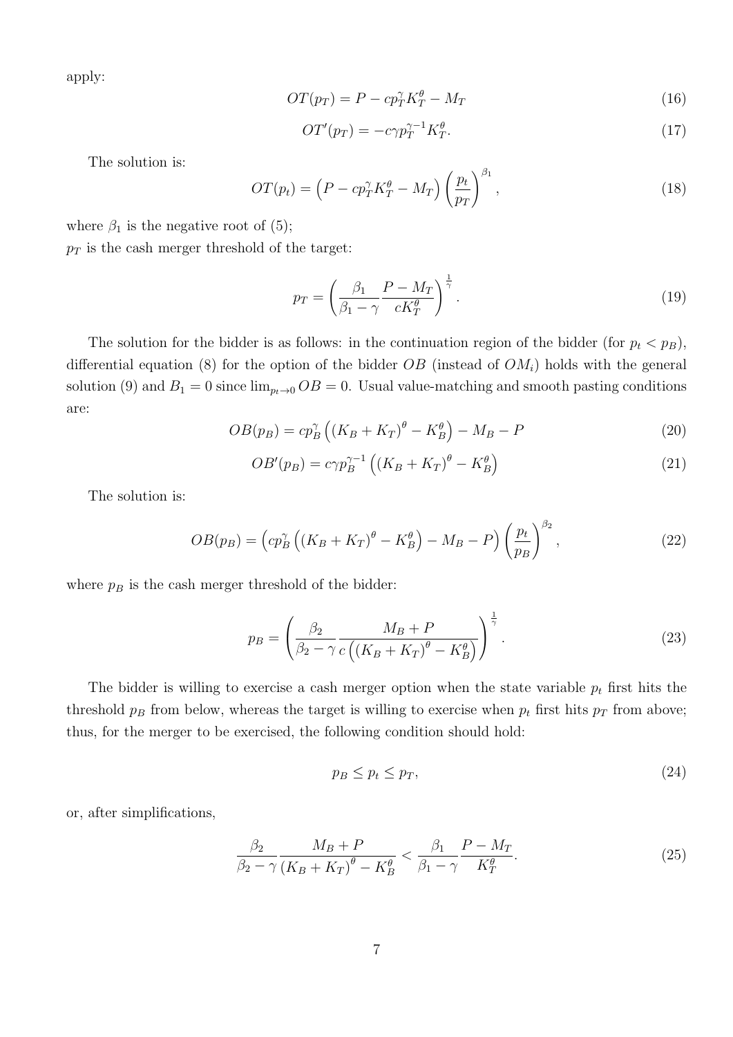apply:

$$OT(p_T) = P - cp_T^{\gamma} K_T^{\theta} - M_T \tag{16}$$

$$OT'(p_T) = -c\gamma p_T^{\gamma-1} K_T^{\theta}. \tag{17}$$

The solution is:

$$OT(p_t) = \left(P - cp_T^{\gamma} K_T^{\theta} - M_T\right) \left(\frac{p_t}{p_T}\right)^{\beta_1}, \tag{18}$$

where $\beta_1$ is the negative root of (5);
$p_T$ is the cash merger threshold of the target:

$$p_T = \left(\frac{\beta_1}{\beta_1 - \gamma} \frac{P - M_T}{cK_T^{\theta}}\right)^{\frac{1}{\gamma}}. \tag{19}$$

The solution for the bidder is as follows: in the continuation region of the bidder (for $p_t < p_B$), differential equation (8) for the option of the bidder $OB$ (instead of $OM_i$) holds with the general solution (9) and $B_1 = 0$ since $\lim_{p_t \to 0} OB = 0$. Usual value-matching and smooth pasting conditions are:

$$OB(p_B) = cp_B^{\gamma}\left((K_B + K_T)^{\theta} - K_B^{\theta}\right) - M_B - P \tag{20}$$

$$OB'(p_B) = c\gamma p_B^{\gamma-1}\left((K_B + K_T)^{\theta} - K_B^{\theta}\right) \tag{21}$$

The solution is:

$$OB(p_B) = \left(cp_B^{\gamma}\left((K_B + K_T)^{\theta} - K_B^{\theta}\right) - M_B - P\right)\left(\frac{p_t}{p_B}\right)^{\beta_2}, \tag{22}$$

where $p_B$ is the cash merger threshold of the bidder:

$$p_B = \left(\frac{\beta_2}{\beta_2 - \gamma} \frac{M_B + P}{c\left((K_B + K_T)^{\theta} - K_B^{\theta}\right)}\right)^{\frac{1}{\gamma}}. \tag{23}$$

The bidder is willing to exercise a cash merger option when the state variable $p_t$ first hits the threshold $p_B$ from below, whereas the target is willing to exercise when $p_t$ first hits $p_T$ from above; thus, for the merger to be exercised, the following condition should hold:

$$p_B \leq p_t \leq p_T, \tag{24}$$

or, after simplifications,

$$\frac{\beta_2}{\beta_2 - \gamma} \frac{M_B + P}{(K_B + K_T)^{\theta} - K_B^{\theta}} < \frac{\beta_1}{\beta_1 - \gamma} \frac{P - M_T}{K_T^{\theta}}. \tag{25}$$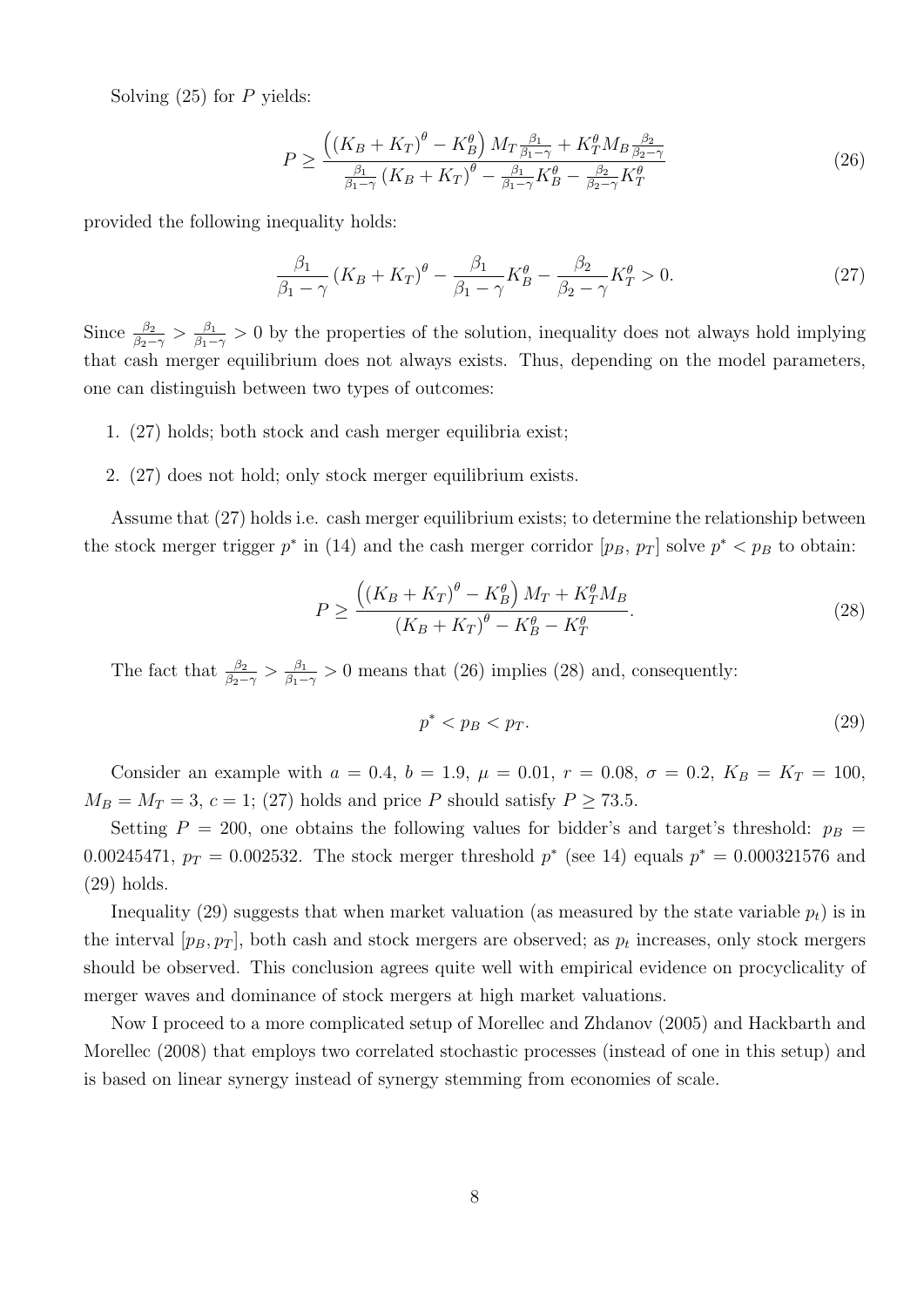Solving (25) for $P$ yields:

$$P \geq \frac{\left( (K_B + K_T)^\theta - K_B^\theta \right) M_T \frac{\beta_1}{\beta_1 - \gamma} + K_T^\theta M_B \frac{\beta_2}{\beta_2 - \gamma}}{\frac{\beta_1}{\beta_1 - \gamma} (K_B + K_T)^\theta - \frac{\beta_1}{\beta_1 - \gamma} K_B^\theta - \frac{\beta_2}{\beta_2 - \gamma} K_T^\theta} \tag{26}$$

provided the following inequality holds:

$$\frac{\beta_1}{\beta_1 - \gamma} (K_B + K_T)^\theta - \frac{\beta_1}{\beta_1 - \gamma} K_B^\theta - \frac{\beta_2}{\beta_2 - \gamma} K_T^\theta > 0. \tag{27}$$

Since $\frac{\beta_2}{\beta_2 - \gamma} > \frac{\beta_1}{\beta_1 - \gamma} > 0$ by the properties of the solution, inequality does not always hold implying that cash merger equilibrium does not always exists. Thus, depending on the model parameters, one can distinguish between two types of outcomes:

1. (27) holds; both stock and cash merger equilibria exist;
2. (27) does not hold; only stock merger equilibrium exists.

Assume that (27) holds i.e. cash merger equilibrium exists; to determine the relationship between the stock merger trigger $p^*$ in (14) and the cash merger corridor $[p_B, p_T]$ solve $p^* < p_B$ to obtain:

$$P \geq \frac{\left( (K_B + K_T)^\theta - K_B^\theta \right) M_T + K_T^\theta M_B}{(K_B + K_T)^\theta - K_B^\theta - K_T^\theta}. \tag{28}$$

The fact that $\frac{\beta_2}{\beta_2 - \gamma} > \frac{\beta_1}{\beta_1 - \gamma} > 0$ means that (26) implies (28) and, consequently:

$$p^* < p_B < p_T. \tag{29}$$

Consider an example with $a = 0.4$, $b = 1.9$, $\mu = 0.01$, $r = 0.08$, $\sigma = 0.2$, $K_B = K_T = 100$, $M_B = M_T = 3$, $c = 1$; (27) holds and price $P$ should satisfy $P \geq 73.5$.

Setting $P = 200$, one obtains the following values for bidder's and target's threshold: $p_B = 0.00245471$, $p_T = 0.002532$. The stock merger threshold $p^*$ (see 14) equals $p^* = 0.000321576$ and (29) holds.

Inequality (29) suggests that when market valuation (as measured by the state variable $p_t$) is in the interval $[p_B, p_T]$, both cash and stock mergers are observed; as $p_t$ increases, only stock mergers should be observed. This conclusion agrees quite well with empirical evidence on procyclicality of merger waves and dominance of stock mergers at high market valuations.

Now I proceed to a more complicated setup of Morellec and Zhdanov (2005) and Hackbarth and Morellec (2008) that employs two correlated stochastic processes (instead of one in this setup) and is based on linear synergy instead of synergy stemming from economies of scale.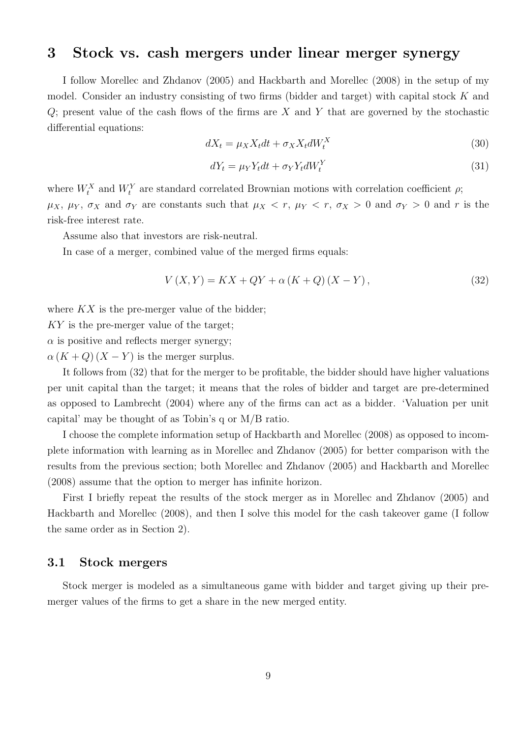# 3 Stock vs. cash mergers under linear merger synergy

I follow Morellec and Zhdanov (2005) and Hackbarth and Morellec (2008) in the setup of my model. Consider an industry consisting of two firms (bidder and target) with capital stock $K$ and $Q$; present value of the cash flows of the firms are $X$ and $Y$ that are governed by the stochastic differential equations:

$$dX_t = \mu_X X_t dt + \sigma_X X_t dW_t^X \tag{30}$$

$$dY_t = \mu_Y Y_t dt + \sigma_Y Y_t dW_t^Y \tag{31}$$

where $W_t^X$ and $W_t^Y$ are standard correlated Brownian motions with correlation coefficient $\rho$; $\mu_X$, $\mu_Y$, $\sigma_X$ and $\sigma_Y$ are constants such that $\mu_X < r$, $\mu_Y < r$, $\sigma_X > 0$ and $\sigma_Y > 0$ and $r$ is the risk-free interest rate.

Assume also that investors are risk-neutral.

In case of a merger, combined value of the merged firms equals:

$$V(X,Y) = KX + QY + \alpha(K+Q)(X-Y), \tag{32}$$

where $KX$ is the pre-merger value of the bidder;
$KY$ is the pre-merger value of the target;
$\alpha$ is positive and reflects merger synergy;
$\alpha(K+Q)(X-Y)$ is the merger surplus.

It follows from (32) that for the merger to be profitable, the bidder should have higher valuations per unit capital than the target; it means that the roles of bidder and target are pre-determined as opposed to Lambrecht (2004) where any of the firms can act as a bidder. 'Valuation per unit capital' may be thought of as Tobin's q or M/B ratio.

I choose the complete information setup of Hackbarth and Morellec (2008) as opposed to incomplete information with learning as in Morellec and Zhdanov (2005) for better comparison with the results from the previous section; both Morellec and Zhdanov (2005) and Hackbarth and Morellec (2008) assume that the option to merger has infinite horizon.

First I briefly repeat the results of the stock merger as in Morellec and Zhdanov (2005) and Hackbarth and Morellec (2008), and then I solve this model for the cash takeover game (I follow the same order as in Section 2).

## 3.1 Stock mergers

Stock merger is modeled as a simultaneous game with bidder and target giving up their pre-merger values of the firms to get a share in the new merged entity.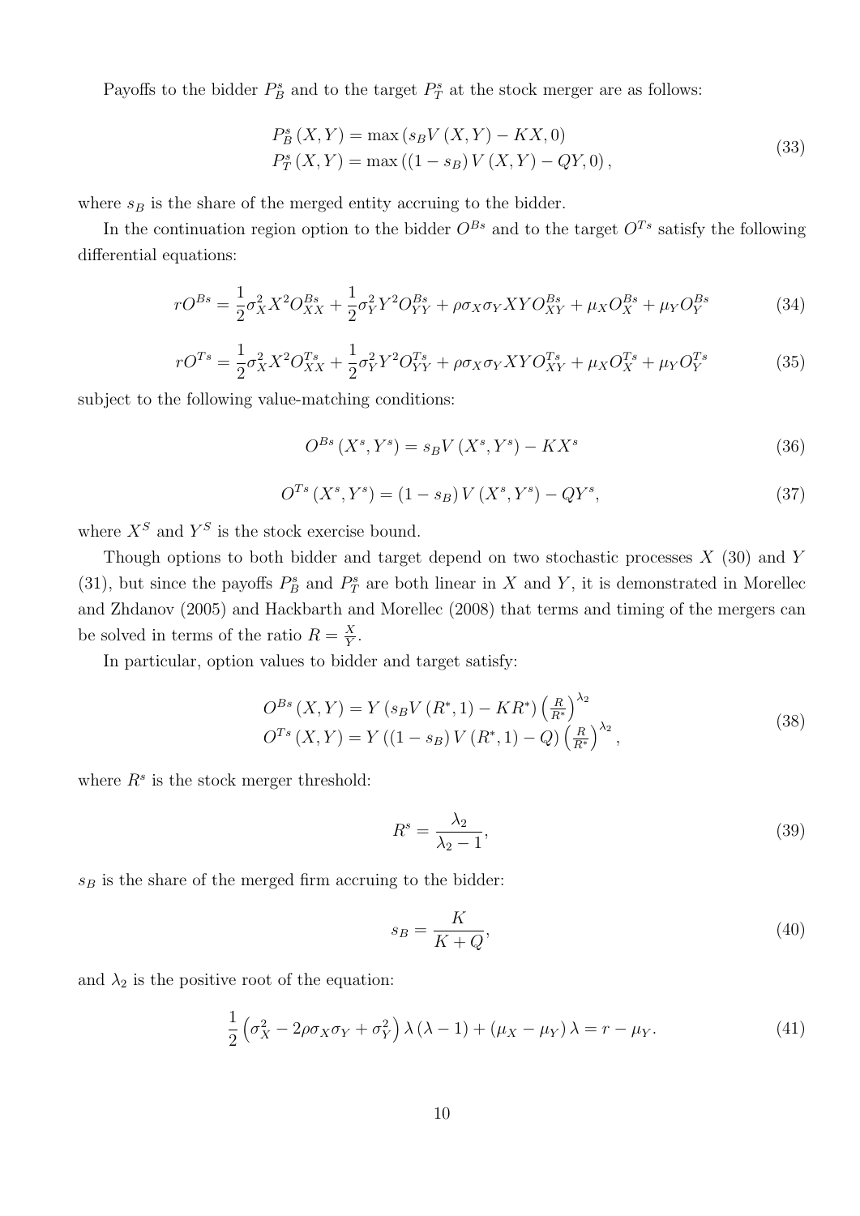Payoffs to the bidder $P_B^s$ and to the target $P_T^s$ at the stock merger are as follows:

$$
\begin{aligned}
P_B^s(X,Y) &= \max\left(s_B V(X,Y) - KX, 0\right) \\
P_T^s(X,Y) &= \max\left((1-s_B)V(X,Y) - QY, 0\right),
\end{aligned}
\tag{33}
$$

where $s_B$ is the share of the merged entity accruing to the bidder.

In the continuation region option to the bidder $O^{Bs}$ and to the target $O^{Ts}$ satisfy the following differential equations:

$$
rO^{Bs} = \frac{1}{2}\sigma_X^2 X^2 O_{XX}^{Bs} + \frac{1}{2}\sigma_Y^2 Y^2 O_{YY}^{Bs} + \rho\sigma_X\sigma_Y XY O_{XY}^{Bs} + \mu_X O_X^{Bs} + \mu_Y O_Y^{Bs}
\tag{34}
$$

$$
rO^{Ts} = \frac{1}{2}\sigma_X^2 X^2 O_{XX}^{Ts} + \frac{1}{2}\sigma_Y^2 Y^2 O_{YY}^{Ts} + \rho\sigma_X\sigma_Y XY O_{XY}^{Ts} + \mu_X O_X^{Ts} + \mu_Y O_Y^{Ts}
\tag{35}
$$

subject to the following value-matching conditions:

$$
O^{Bs}(X^s, Y^s) = s_B V(X^s, Y^s) - KX^s
\tag{36}
$$

$$
O^{Ts}(X^s, Y^s) = (1-s_B) V(X^s, Y^s) - QY^s,
\tag{37}
$$

where $X^S$ and $Y^S$ is the stock exercise bound.

Though options to both bidder and target depend on two stochastic processes $X$ (30) and $Y$ (31), but since the payoffs $P_B^s$ and $P_T^s$ are both linear in $X$ and $Y$, it is demonstrated in Morellec and Zhdanov (2005) and Hackbarth and Morellec (2008) that terms and timing of the mergers can be solved in terms of the ratio $R = \frac{X}{Y}$.

In particular, option values to bidder and target satisfy:

$$
\begin{aligned}
O^{Bs}(X,Y) &= Y\left(s_B V(R^*, 1) - KR^*\right)\left(\tfrac{R}{R^*}\right)^{\lambda_2} \\
O^{Ts}(X,Y) &= Y\left((1-s_B) V(R^*, 1) - Q\right)\left(\tfrac{R}{R^*}\right)^{\lambda_2},
\end{aligned}
\tag{38}
$$

where $R^s$ is the stock merger threshold:

$$
R^s = \frac{\lambda_2}{\lambda_2 - 1},
\tag{39}
$$

$s_B$ is the share of the merged firm accruing to the bidder:

$$
s_B = \frac{K}{K+Q},
\tag{40}
$$

and $\lambda_2$ is the positive root of the equation:

$$
\frac{1}{2}\left(\sigma_X^2 - 2\rho\sigma_X\sigma_Y + \sigma_Y^2\right)\lambda(\lambda - 1) + (\mu_X - \mu_Y)\lambda = r - \mu_Y.
\tag{41}
$$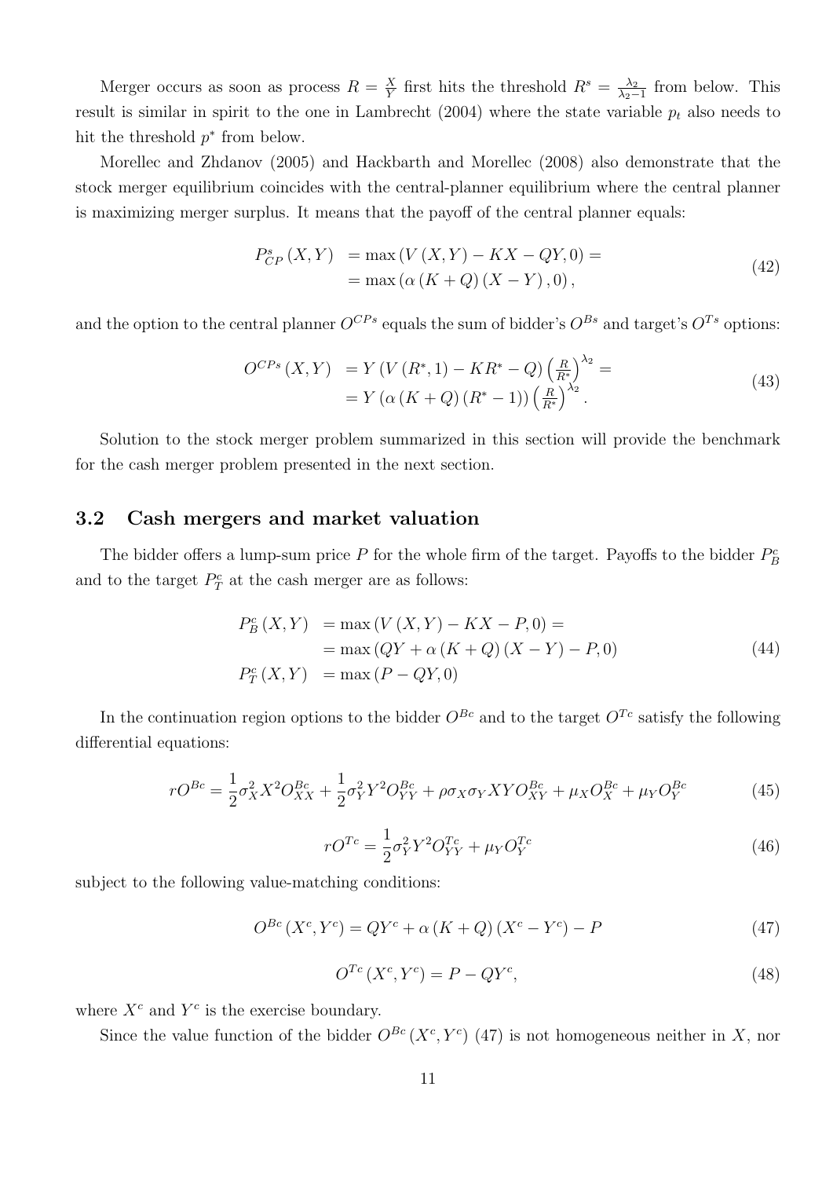Merger occurs as soon as process $R = \frac{X}{Y}$ first hits the threshold $R^s = \frac{\lambda_2}{\lambda_2 - 1}$ from below. This result is similar in spirit to the one in Lambrecht (2004) where the state variable $p_t$ also needs to hit the threshold $p^*$ from below.

Morellec and Zhdanov (2005) and Hackbarth and Morellec (2008) also demonstrate that the stock merger equilibrium coincides with the central-planner equilibrium where the central planner is maximizing merger surplus. It means that the payoff of the central planner equals:

$$
\begin{aligned}
P^s_{CP}(X,Y) &= \max\left(V(X,Y) - KX - QY, 0\right) = \\
&= \max\left(\alpha(K+Q)(X-Y), 0\right),
\end{aligned}
\tag{42}
$$

and the option to the central planner $O^{CPs}$ equals the sum of bidder's $O^{Bs}$ and target's $O^{Ts}$ options:

$$
\begin{aligned}
O^{CPs}(X,Y) &= Y\left(V(R^*,1) - KR^* - Q\right)\left(\frac{R}{R^*}\right)^{\lambda_2} = \\
&= Y\left(\alpha(K+Q)(R^*-1)\right)\left(\frac{R}{R^*}\right)^{\lambda_2}.
\end{aligned}
\tag{43}
$$

Solution to the stock merger problem summarized in this section will provide the benchmark for the cash merger problem presented in the next section.

## 3.2 Cash mergers and market valuation

The bidder offers a lump-sum price $P$ for the whole firm of the target. Payoffs to the bidder $P^c_B$ and to the target $P^c_T$ at the cash merger are as follows:

$$
\begin{aligned}
P^c_B(X,Y) &= \max\left(V(X,Y) - KX - P, 0\right) = \\
&= \max\left(QY + \alpha(K+Q)(X-Y) - P, 0\right) \\
P^c_T(X,Y) &= \max\left(P - QY, 0\right)
\end{aligned}
\tag{44}
$$

In the continuation region options to the bidder $O^{Bc}$ and to the target $O^{Tc}$ satisfy the following differential equations:

$$
rO^{Bc} = \frac{1}{2}\sigma_X^2 X^2 O^{Bc}_{XX} + \frac{1}{2}\sigma_Y^2 Y^2 O^{Bc}_{YY} + \rho\sigma_X\sigma_Y XY O^{Bc}_{XY} + \mu_X O^{Bc}_X + \mu_Y O^{Bc}_Y
\tag{45}
$$

$$
rO^{Tc} = \frac{1}{2}\sigma_Y^2 Y^2 O^{Tc}_{YY} + \mu_Y O^{Tc}_Y
\tag{46}
$$

subject to the following value-matching conditions:

$$
O^{Bc}(X^c, Y^c) = QY^c + \alpha(K+Q)(X^c - Y^c) - P
\tag{47}
$$

$$
O^{Tc}(X^c, Y^c) = P - QY^c,
\tag{48}
$$

where $X^c$ and $Y^c$ is the exercise boundary.

Since the value function of the bidder $O^{Bc}(X^c, Y^c)$ (47) is not homogeneous neither in $X$, nor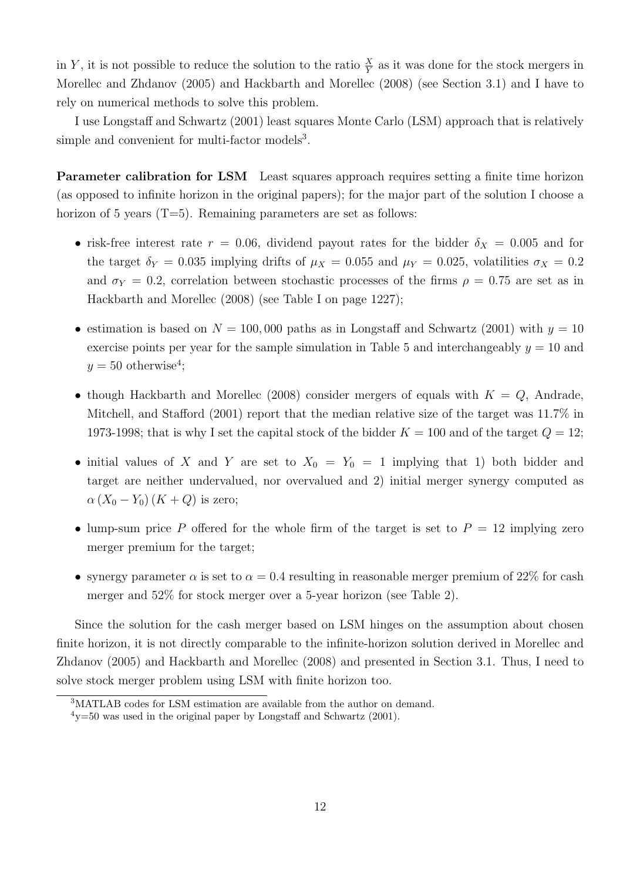in $Y$, it is not possible to reduce the solution to the ratio $\frac{X}{Y}$ as it was done for the stock mergers in Morellec and Zhdanov (2005) and Hackbarth and Morellec (2008) (see Section 3.1) and I have to rely on numerical methods to solve this problem.

I use Longstaff and Schwartz (2001) least squares Monte Carlo (LSM) approach that is relatively simple and convenient for multi-factor models[3].

**Parameter calibration for LSM** Least squares approach requires setting a finite time horizon (as opposed to infinite horizon in the original papers); for the major part of the solution I choose a horizon of 5 years (T=5). Remaining parameters are set as follows:

- risk-free interest rate $r = 0.06$, dividend payout rates for the bidder $\delta_X = 0.005$ and for the target $\delta_Y = 0.035$ implying drifts of $\mu_X = 0.055$ and $\mu_Y = 0.025$, volatilities $\sigma_X = 0.2$ and $\sigma_Y = 0.2$, correlation between stochastic processes of the firms $\rho = 0.75$ are set as in Hackbarth and Morellec (2008) (see Table I on page 1227);
- estimation is based on $N = 100,000$ paths as in Longstaff and Schwartz (2001) with $y = 10$ exercise points per year for the sample simulation in Table 5 and interchangeably $y = 10$ and $y = 50$ otherwise[4];
- though Hackbarth and Morellec (2008) consider mergers of equals with $K = Q$, Andrade, Mitchell, and Stafford (2001) report that the median relative size of the target was 11.7% in 1973-1998; that is why I set the capital stock of the bidder $K = 100$ and of the target $Q = 12$;
- initial values of $X$ and $Y$ are set to $X_0 = Y_0 = 1$ implying that 1) both bidder and target are neither undervalued, nor overvalued and 2) initial merger synergy computed as $\alpha(X_0 - Y_0)(K + Q)$ is zero;
- lump-sum price $P$ offered for the whole firm of the target is set to $P = 12$ implying zero merger premium for the target;
- synergy parameter $\alpha$ is set to $\alpha = 0.4$ resulting in reasonable merger premium of 22% for cash merger and 52% for stock merger over a 5-year horizon (see Table 2).

Since the solution for the cash merger based on LSM hinges on the assumption about chosen finite horizon, it is not directly comparable to the infinite-horizon solution derived in Morellec and Zhdanov (2005) and Hackbarth and Morellec (2008) and presented in Section 3.1. Thus, I need to solve stock merger problem using LSM with finite horizon too.

[3] MATLAB codes for LSM estimation are available from the author on demand.

[4] y=50 was used in the original paper by Longstaff and Schwartz (2001).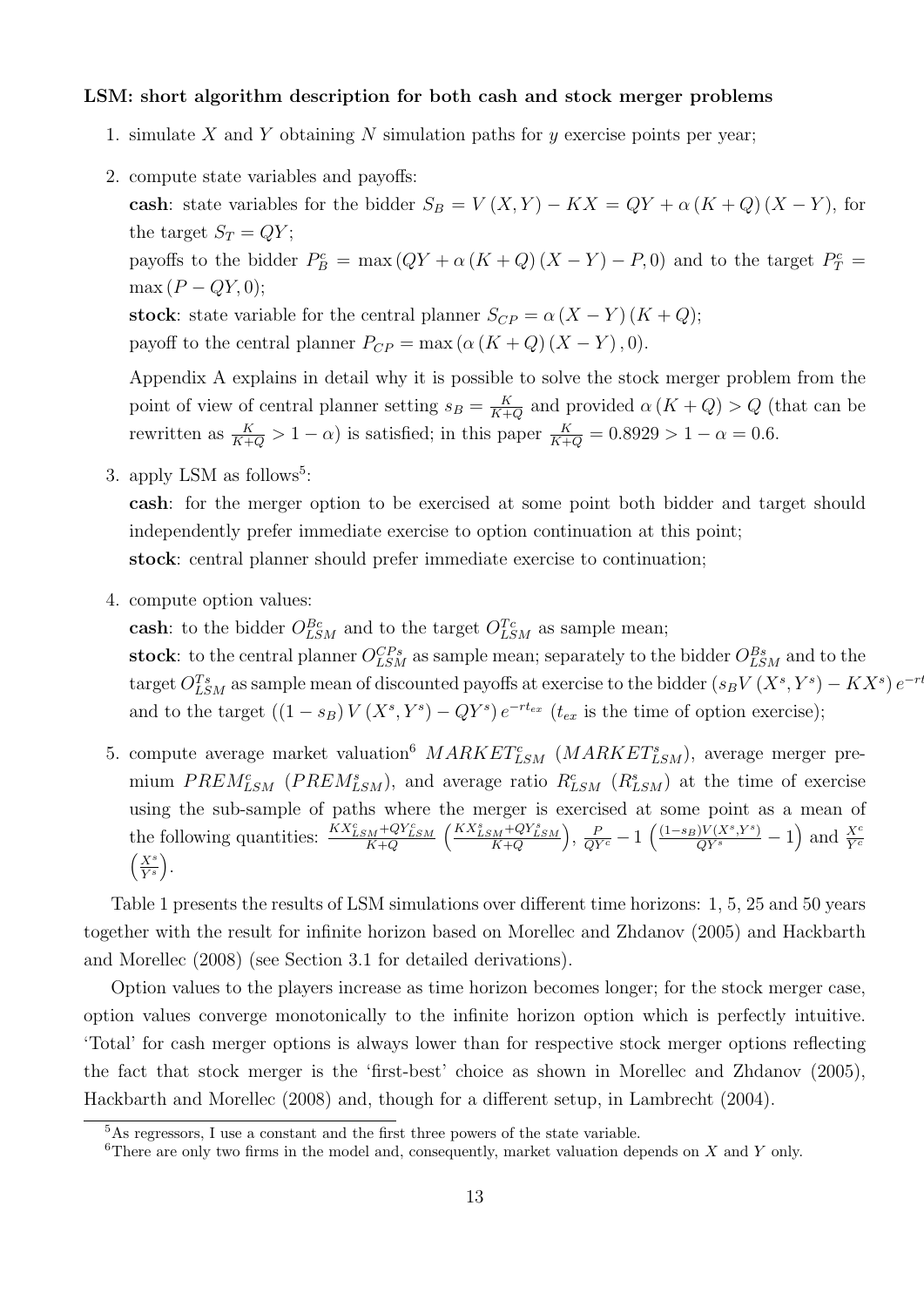**LSM: short algorithm description for both cash and stock merger problems**

1. simulate $X$ and $Y$ obtaining $N$ simulation paths for $y$ exercise points per year;

2. compute state variables and payoffs:

   **cash**: state variables for the bidder $S_B = V(X,Y) - KX = QY + \alpha(K+Q)(X-Y)$, for the target $S_T = QY$;

   payoffs to the bidder $P_B^c = \max(QY + \alpha(K+Q)(X-Y) - P, 0)$ and to the target $P_T^c = \max(P - QY, 0)$;

   **stock**: state variable for the central planner $S_{CP} = \alpha(X-Y)(K+Q)$;

   payoff to the central planner $P_{CP} = \max(\alpha(K+Q)(X-Y), 0)$.

   Appendix A explains in detail why it is possible to solve the stock merger problem from the point of view of central planner setting $s_B = \frac{K}{K+Q}$ and provided $\alpha(K+Q) > Q$ (that can be rewritten as $\frac{K}{K+Q} > 1-\alpha$) is satisfied; in this paper $\frac{K}{K+Q} = 0.8929 > 1-\alpha = 0.6$.

3. apply LSM as follows[5]:

   **cash**: for the merger option to be exercised at some point both bidder and target should independently prefer immediate exercise to option continuation at this point;

   **stock**: central planner should prefer immediate exercise to continuation;

4. compute option values:

   **cash**: to the bidder $O_{LSM}^{Bc}$ and to the target $O_{LSM}^{Tc}$ as sample mean;

   **stock**: to the central planner $O_{LSM}^{CPs}$ as sample mean; separately to the bidder $O_{LSM}^{Bs}$ and to the target $O_{LSM}^{Ts}$ as sample mean of discounted payoffs at exercise to the bidder $(s_B V(X^s,Y^s) - KX^s)e^{-rt_{ex}}$ and to the target $((1-s_B)V(X^s,Y^s) - QY^s)e^{-rt_{ex}}$ ($t_{ex}$ is the time of option exercise);

5. compute average market valuation[6] $MARKET_{LSM}^c$ ($MARKET_{LSM}^s$), average merger premium $PREM_{LSM}^c$ ($PREM_{LSM}^s$), and average ratio $R_{LSM}^c$ ($R_{LSM}^s$) at the time of exercise using the sub-sample of paths where the merger is exercised at some point as a mean of the following quantities: $\frac{KX_{LSM}^c + QY_{LSM}^c}{K+Q}$ $\left(\frac{KX_{LSM}^s + QY_{LSM}^s}{K+Q}\right)$, $\frac{P}{QY^c} - 1$ $\left(\frac{(1-s_B)V(X^s,Y^s)}{QY^s} - 1\right)$ and $\frac{X^c}{Y^c}$ $\left(\frac{X^s}{Y^s}\right)$.

Table 1 presents the results of LSM simulations over different time horizons: 1, 5, 25 and 50 years together with the result for infinite horizon based on Morellec and Zhdanov (2005) and Hackbarth and Morellec (2008) (see Section 3.1 for detailed derivations).

Option values to the players increase as time horizon becomes longer; for the stock merger case, option values converge monotonically to the infinite horizon option which is perfectly intuitive. 'Total' for cash merger options is always lower than for respective stock merger options reflecting the fact that stock merger is the 'first-best' choice as shown in Morellec and Zhdanov (2005), Hackbarth and Morellec (2008) and, though for a different setup, in Lambrecht (2004).

[5] As regressors, I use a constant and the first three powers of the state variable.

[6] There are only two firms in the model and, consequently, market valuation depends on $X$ and $Y$ only.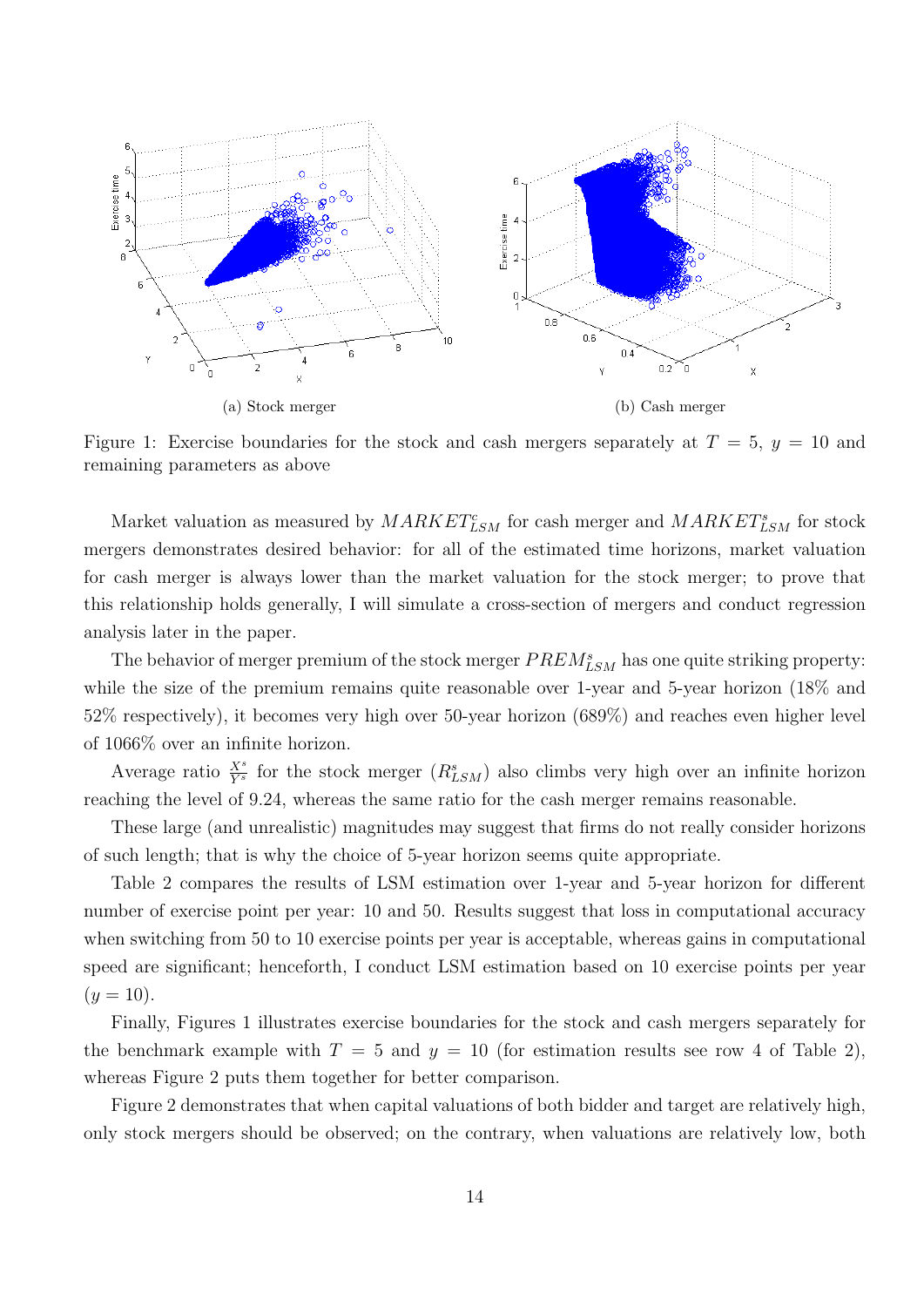(a) Stock merger

(b) Cash merger

Figure 1: Exercise boundaries for the stock and cash mergers separately at $T = 5$, $y = 10$ and remaining parameters as above

Market valuation as measured by $MARKET^c_{LSM}$ for cash merger and $MARKET^s_{LSM}$ for stock mergers demonstrates desired behavior: for all of the estimated time horizons, market valuation for cash merger is always lower than the market valuation for the stock merger; to prove that this relationship holds generally, I will simulate a cross-section of mergers and conduct regression analysis later in the paper.

The behavior of merger premium of the stock merger $PREM^s_{LSM}$ has one quite striking property: while the size of the premium remains quite reasonable over 1-year and 5-year horizon (18% and 52% respectively), it becomes very high over 50-year horizon (689%) and reaches even higher level of 1066% over an infinite horizon.

Average ratio $\frac{X^s}{Y^s}$ for the stock merger ($R^s_{LSM}$) also climbs very high over an infinite horizon reaching the level of 9.24, whereas the same ratio for the cash merger remains reasonable.

These large (and unrealistic) magnitudes may suggest that firms do not really consider horizons of such length; that is why the choice of 5-year horizon seems quite appropriate.

Table 2 compares the results of LSM estimation over 1-year and 5-year horizon for different number of exercise point per year: 10 and 50. Results suggest that loss in computational accuracy when switching from 50 to 10 exercise points per year is acceptable, whereas gains in computational speed are significant; henceforth, I conduct LSM estimation based on 10 exercise points per year ($y = 10$).

Finally, Figures 1 illustrates exercise boundaries for the stock and cash mergers separately for the benchmark example with $T = 5$ and $y = 10$ (for estimation results see row 4 of Table 2), whereas Figure 2 puts them together for better comparison.

Figure 2 demonstrates that when capital valuations of both bidder and target are relatively high, only stock mergers should be observed; on the contrary, when valuations are relatively low, both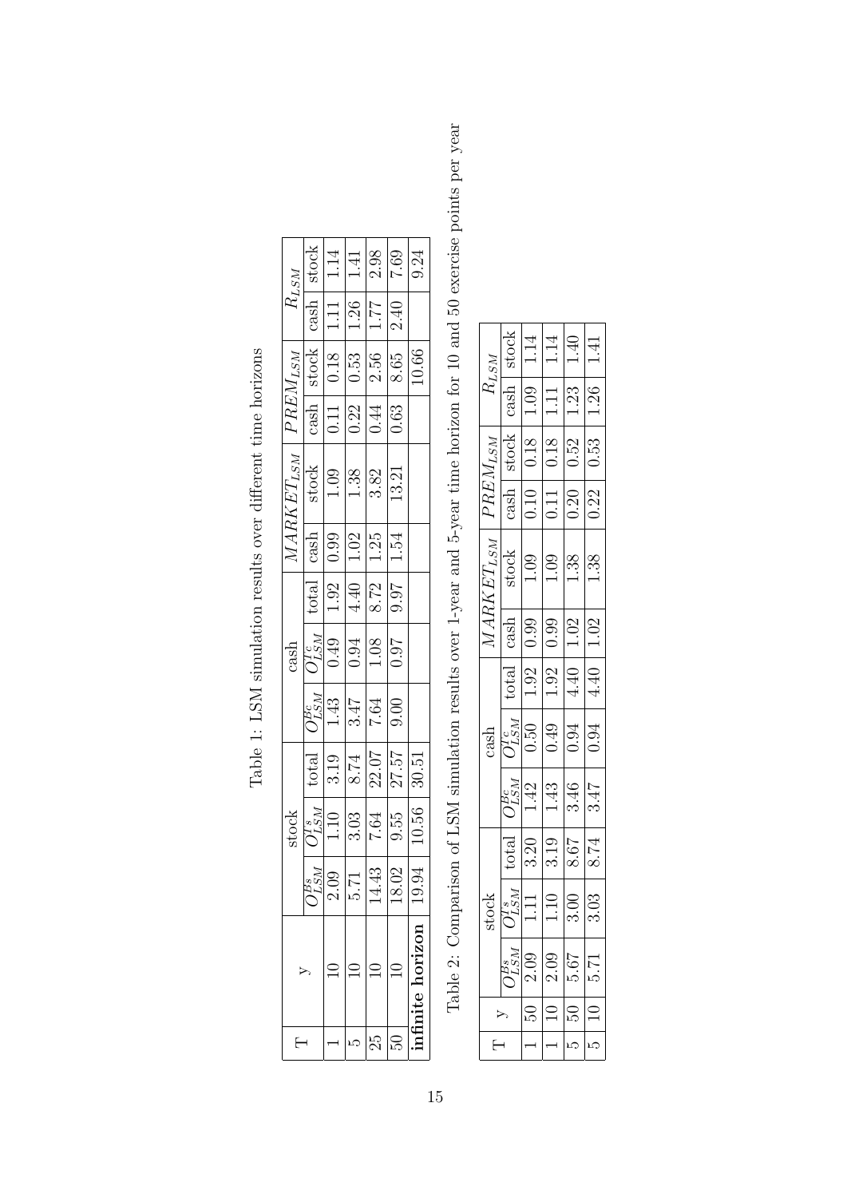Table 1: LSM simulation results over different time horizons

| T | y | stock | | | cash | | | $MARKET_{LSM}$ | | $PREM_{LSM}$ | | $R_{LSM}$ | |
|---|---|---|---|---|---|---|---|---|---|---|---|---|---|
| | | $O_{LSM}^{Bs}$ | $O_{LSM}^{Is}$ | total | $O_{LSM}^{Bc}$ | $O_{LSM}^{Ic}$ | total | cash | stock | cash | stock | cash | stock |
| 1 | 10 | 2.09 | 1.10 | 3.19 | 1.43 | 0.49 | 1.92 | 0.99 | 1.09 | 0.11 | 0.18 | 1.11 | 1.14 |
| 5 | 10 | 5.71 | 3.03 | 8.74 | 3.47 | 0.94 | 4.40 | 1.02 | 1.38 | 0.22 | 0.53 | 1.26 | 1.41 |
| 25 | 10 | 14.43 | 7.64 | 22.07 | 7.64 | 1.08 | 8.72 | 1.25 | 3.82 | 0.44 | 2.56 | 1.77 | 2.98 |
| 50 | 10 | 18.02 | 9.55 | 27.57 | 9.00 | 0.97 | 9.97 | 1.54 | 13.21 | 0.63 | 8.65 | 2.40 | 7.69 |
| **infinite horizon** | | 19.94 | 10.56 | 30.51 | | | | | | | 10.66 | | 9.24 |

Table 2: Comparison of LSM simulation results over 1-year and 5-year time horizon for 10 and 50 exercise points per year

| T | y | stock | | | cash | | | $MARKET_{LSM}$ | | $PREM_{LSM}$ | | $R_{LSM}$ | |
|---|---|---|---|---|---|---|---|---|---|---|---|---|---|
| | | $O_{LSM}^{Bs}$ | $O_{LSM}^{Is}$ | total | $O_{LSM}^{Bc}$ | $O_{LSM}^{Ic}$ | total | cash | stock | cash | stock | cash | stock |
| 1 | 50 | 2.09 | 1.11 | 3.20 | 1.42 | 0.50 | 1.92 | 0.99 | 1.09 | 0.10 | 0.18 | 1.09 | 1.14 |
| 1 | 10 | 2.09 | 1.10 | 3.19 | 1.43 | 0.49 | 1.92 | 0.99 | 1.09 | 0.11 | 0.18 | 1.11 | 1.14 |
| 5 | 50 | 5.67 | 3.00 | 8.67 | 3.46 | 0.94 | 4.40 | 1.02 | 1.38 | 0.20 | 0.52 | 1.23 | 1.40 |
| 5 | 10 | 5.71 | 3.03 | 8.74 | 3.47 | 0.94 | 4.40 | 1.02 | 1.38 | 0.22 | 0.53 | 1.26 | 1.41 |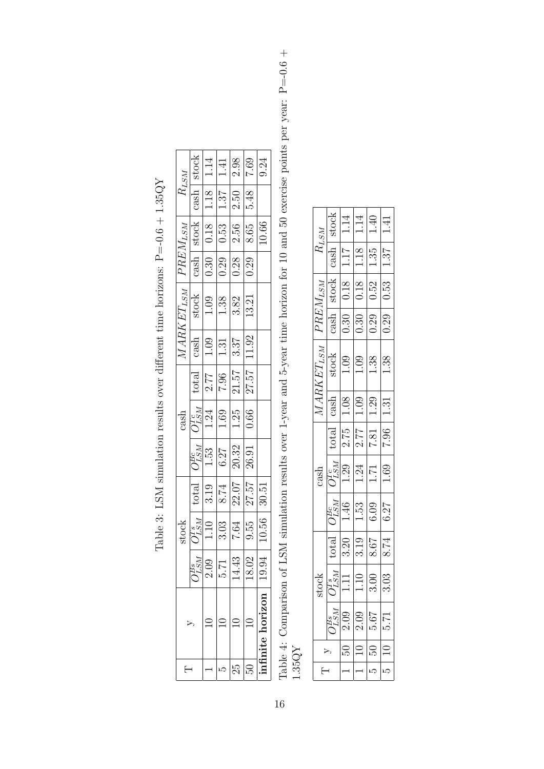Table 3: LSM simulation results over different time horizons: P=-0.6 + 1.35QY

| T | y | stock | | | cash | | | $MARKET_{LSM}$ | | $PREM_{LSM}$ | | $R_{LSM}$ | |
|---|---|---|---|---|---|---|---|---|---|---|---|---|---|
| | | $O^{Bs}_{LSM}$ | $O^{Is}_{LSM}$ | total | $O^{Bc}_{LSM}$ | $O^{Ic}_{LSM}$ | total | cash | stock | cash | stock | cash | stock |
| 1 | 10 | 2.09 | 1.10 | 3.19 | 1.53 | 1.24 | 2.77 | 1.09 | 1.09 | 0.30 | 0.18 | 1.18 | 1.14 |
| 5 | 10 | 5.71 | 3.03 | 8.74 | 6.27 | 1.69 | 7.96 | 1.31 | 1.38 | 0.29 | 0.53 | 1.37 | 1.41 |
| 25 | 10 | 14.43 | 7.64 | 22.07 | 20.32 | 1.25 | 21.57 | 3.37 | 3.82 | 0.28 | 2.56 | 2.50 | 2.98 |
| 50 | 10 | 18.02 | 9.55 | 27.57 | 26.91 | 0.66 | 27.57 | 11.92 | 13.21 | 0.29 | 8.65 | 5.48 | 7.69 |
| **infinite horizon** | | 19.94 | 10.56 | 30.51 | | | | | | | 10.66 | | 9.24 |

Table 4: Comparison of LSM simulation results over 1-year and 5-year time horizon for 10 and 50 exercise points per year: P=-0.6 + 1.35QY

| T | y | stock | | | cash | | | $MARKET_{LSM}$ | | $PREM_{LSM}$ | | $R_{LSM}$ | |
|---|---|---|---|---|---|---|---|---|---|---|---|---|---|
| | | $O^{Bs}_{LSM}$ | $O^{Is}_{LSM}$ | total | $O^{Bc}_{LSM}$ | $O^{Ic}_{LSM}$ | total | cash | stock | cash | stock | cash | stock |
| 1 | 50 | 2.09 | 1.11 | 3.20 | 1.46 | 1.29 | 2.75 | 1.08 | 1.09 | 0.30 | 0.18 | 1.17 | 1.14 |
| 1 | 10 | 2.09 | 1.10 | 3.19 | 1.53 | 1.24 | 2.77 | 1.09 | 1.09 | 0.30 | 0.18 | 1.18 | 1.14 |
| 5 | 50 | 5.67 | 3.00 | 8.67 | 6.09 | 1.71 | 7.81 | 1.29 | 1.38 | 0.29 | 0.52 | 1.35 | 1.40 |
| 5 | 10 | 5.71 | 3.03 | 8.74 | 6.27 | 1.69 | 7.96 | 1.31 | 1.38 | 0.29 | 0.53 | 1.37 | 1.41 |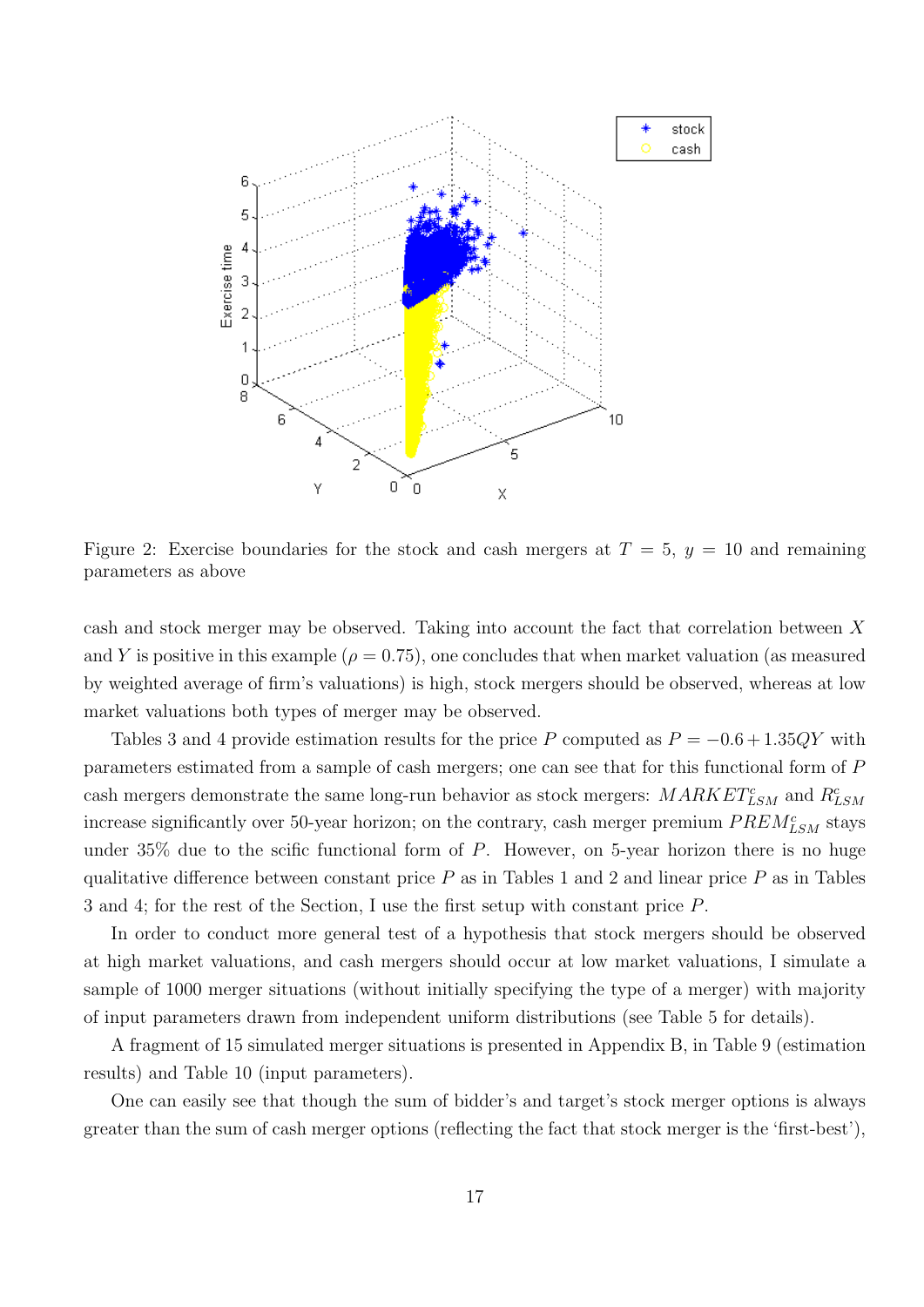Figure 2: Exercise boundaries for the stock and cash mergers at $T = 5$, $y = 10$ and remaining parameters as above

cash and stock merger may be observed. Taking into account the fact that correlation between $X$ and $Y$ is positive in this example ($\rho = 0.75$), one concludes that when market valuation (as measured by weighted average of firm's valuations) is high, stock mergers should be observed, whereas at low market valuations both types of merger may be observed.

Tables 3 and 4 provide estimation results for the price $P$ computed as $P = -0.6 + 1.35QY$ with parameters estimated from a sample of cash mergers; one can see that for this functional form of $P$ cash mergers demonstrate the same long-run behavior as stock mergers: $MARKET^c_{LSM}$ and $R^c_{LSM}$ increase significantly over 50-year horizon; on the contrary, cash merger premium $PREM^c_{LSM}$ stays under 35% due to the scific functional form of $P$. However, on 5-year horizon there is no huge qualitative difference between constant price $P$ as in Tables 1 and 2 and linear price $P$ as in Tables 3 and 4; for the rest of the Section, I use the first setup with constant price $P$.

In order to conduct more general test of a hypothesis that stock mergers should be observed at high market valuations, and cash mergers should occur at low market valuations, I simulate a sample of 1000 merger situations (without initially specifying the type of a merger) with majority of input parameters drawn from independent uniform distributions (see Table 5 for details).

A fragment of 15 simulated merger situations is presented in Appendix B, in Table 9 (estimation results) and Table 10 (input parameters).

One can easily see that though the sum of bidder's and target's stock merger options is always greater than the sum of cash merger options (reflecting the fact that stock merger is the 'first-best'),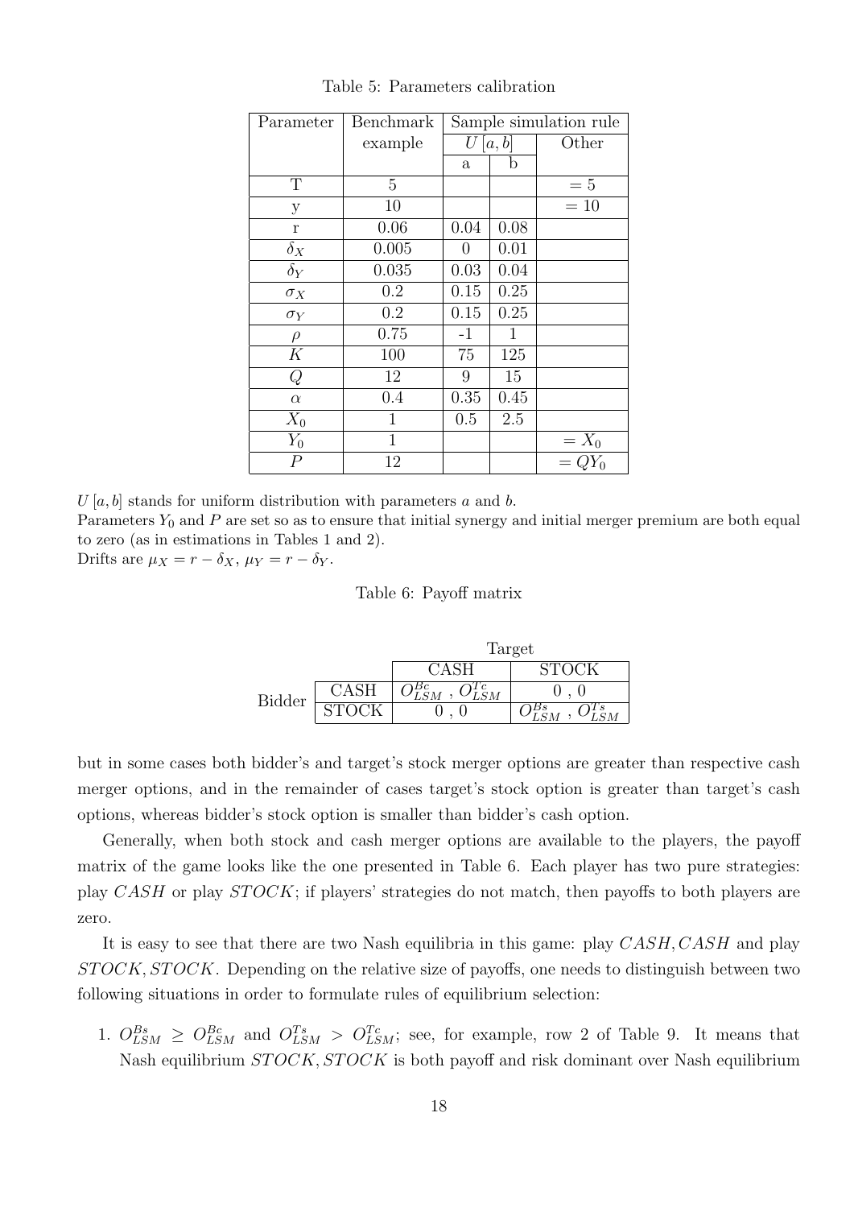Table 5: Parameters calibration

| Parameter | Benchmark example | Sample simulation rule | | |
|---|---|---|---|---|
| | | $U[a,b]$ | | Other |
| | | a | b | |
| T | 5 | | | $= 5$ |
| y | 10 | | | $= 10$ |
| r | 0.06 | 0.04 | 0.08 | |
| $\delta_X$ | 0.005 | 0 | 0.01 | |
| $\delta_Y$ | 0.035 | 0.03 | 0.04 | |
| $\sigma_X$ | 0.2 | 0.15 | 0.25 | |
| $\sigma_Y$ | 0.2 | 0.15 | 0.25 | |
| $\rho$ | 0.75 | -1 | 1 | |
| $K$ | 100 | 75 | 125 | |
| $Q$ | 12 | 9 | 15 | |
| $\alpha$ | 0.4 | 0.35 | 0.45 | |
| $X_0$ | 1 | 0.5 | 2.5 | |
| $Y_0$ | 1 | | | $= X_0$ |
| $P$ | 12 | | | $= QY_0$ |

$U[a,b]$ stands for uniform distribution with parameters $a$ and $b$.
Parameters $Y_0$ and $P$ are set so as to ensure that initial synergy and initial merger premium are both equal to zero (as in estimations in Tables 1 and 2).
Drifts are $\mu_X = r - \delta_X$, $\mu_Y = r - \delta_Y$.

Table 6: Payoff matrix

| | | Target | |
|---|---|---|---|
| | | CASH | STOCK |
| Bidder | CASH | $O^{Bc}_{LSM}$ , $O^{Tc}_{LSM}$ | 0 , 0 |
| | STOCK | 0 , 0 | $O^{Bs}_{LSM}$ , $O^{Ts}_{LSM}$ |

but in some cases both bidder's and target's stock merger options are greater than respective cash merger options, and in the remainder of cases target's stock option is greater than target's cash options, whereas bidder's stock option is smaller than bidder's cash option.

Generally, when both stock and cash merger options are available to the players, the payoff matrix of the game looks like the one presented in Table 6. Each player has two pure strategies: play $CASH$ or play $STOCK$; if players' strategies do not match, then payoffs to both players are zero.

It is easy to see that there are two Nash equilibria in this game: play $CASH, CASH$ and play $STOCK, STOCK$. Depending on the relative size of payoffs, one needs to distinguish between two following situations in order to formulate rules of equilibrium selection:

1. $O^{Bs}_{LSM} \geq O^{Bc}_{LSM}$ and $O^{Ts}_{LSM} > O^{Tc}_{LSM}$; see, for example, row 2 of Table 9. It means that Nash equilibrium $STOCK, STOCK$ is both payoff and risk dominant over Nash equilibrium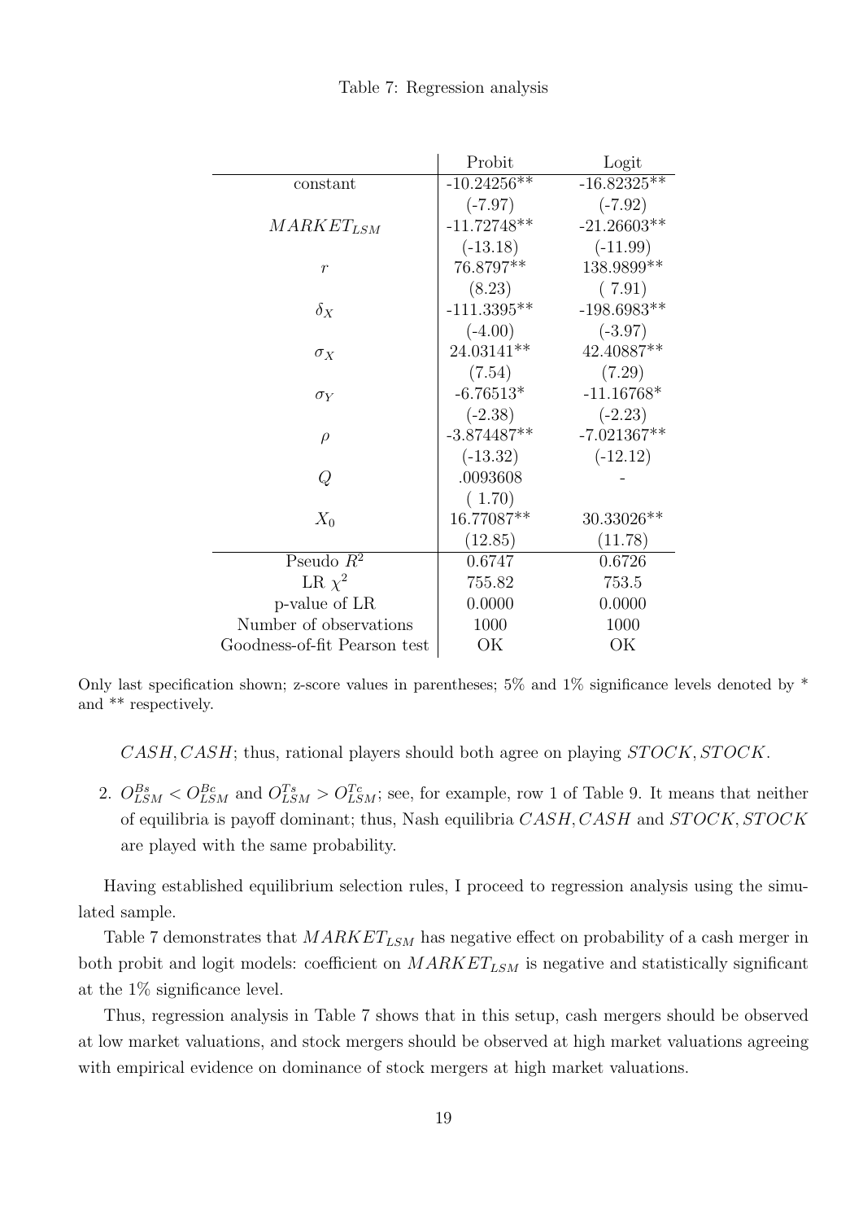Table 7: Regression analysis

| | Probit | Logit |
|---|---|---|
| constant | -10.24256** | -16.82325** |
| | (-7.97) | (-7.92) |
| $MARKET_{LSM}$ | -11.72748** | -21.26603** |
| | (-13.18) | (-11.99) |
| $r$ | 76.8797** | 138.9899** |
| | (8.23) | ( 7.91) |
| $\delta_X$ | -111.3395** | -198.6983** |
| | (-4.00) | (-3.97) |
| $\sigma_X$ | 24.03141** | 42.40887** |
| | (7.54) | (7.29) |
| $\sigma_Y$ | -6.76513* | -11.16768* |
| | (-2.38) | (-2.23) |
| $\rho$ | -3.874487** | -7.021367** |
| | (-13.32) | (-12.12) |
| $Q$ | .0093608 | - |
| | ( 1.70) | |
| $X_0$ | 16.77087** | 30.33026** |
| | (12.85) | (11.78) |
| Pseudo $R^2$ | 0.6747 | 0.6726 |
| LR $\chi^2$ | 755.82 | 753.5 |
| p-value of LR | 0.0000 | 0.0000 |
| Number of observations | 1000 | 1000 |
| Goodness-of-fit Pearson test | OK | OK |

Only last specification shown; z-score values in parentheses; 5% and 1% significance levels denoted by * and ** respectively.

$CASH, CASH$; thus, rational players should both agree on playing $STOCK, STOCK$.

2. $O_{LSM}^{Bs} < O_{LSM}^{Bc}$ and $O_{LSM}^{Ts} > O_{LSM}^{Tc}$; see, for example, row 1 of Table 9. It means that neither of equilibria is payoff dominant; thus, Nash equilibria $CASH, CASH$ and $STOCK, STOCK$ are played with the same probability.

Having established equilibrium selection rules, I proceed to regression analysis using the simulated sample.

Table 7 demonstrates that $MARKET_{LSM}$ has negative effect on probability of a cash merger in both probit and logit models: coefficient on $MARKET_{LSM}$ is negative and statistically significant at the 1% significance level.

Thus, regression analysis in Table 7 shows that in this setup, cash mergers should be observed at low market valuations, and stock mergers should be observed at high market valuations agreeing with empirical evidence on dominance of stock mergers at high market valuations.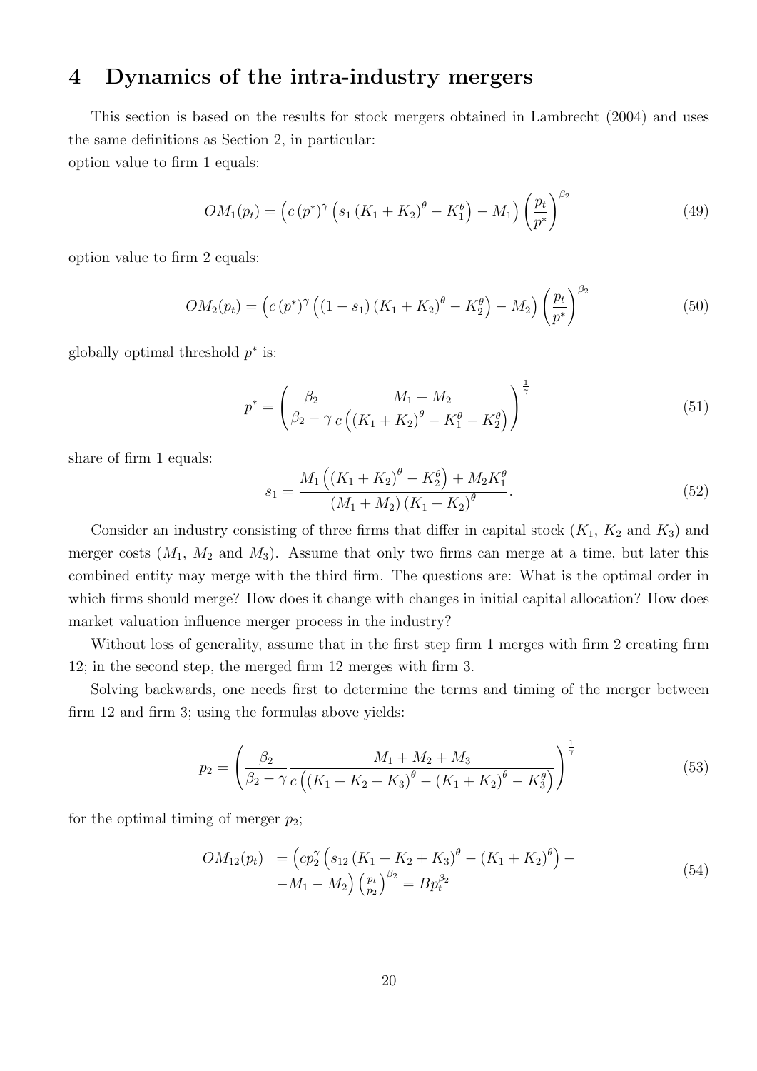# 4 Dynamics of the intra-industry mergers

This section is based on the results for stock mergers obtained in Lambrecht (2004) and uses the same definitions as Section 2, in particular:
option value to firm 1 equals:

$$OM_1(p_t) = \left(c\,(p^*)^{\gamma}\left(s_1\,(K_1 + K_2)^{\theta} - K_1^{\theta}\right) - M_1\right)\left(\frac{p_t}{p^*}\right)^{\beta_2} \tag{49}$$

option value to firm 2 equals:

$$OM_2(p_t) = \left(c\,(p^*)^{\gamma}\left((1 - s_1)\,(K_1 + K_2)^{\theta} - K_2^{\theta}\right) - M_2\right)\left(\frac{p_t}{p^*}\right)^{\beta_2} \tag{50}$$

globally optimal threshold $p^*$ is:

$$p^* = \left(\frac{\beta_2}{\beta_2 - \gamma}\frac{M_1 + M_2}{c\left((K_1 + K_2)^{\theta} - K_1^{\theta} - K_2^{\theta}\right)}\right)^{\frac{1}{\gamma}} \tag{51}$$

share of firm 1 equals:

$$s_1 = \frac{M_1\left((K_1 + K_2)^{\theta} - K_2^{\theta}\right) + M_2 K_1^{\theta}}{(M_1 + M_2)\,(K_1 + K_2)^{\theta}}. \tag{52}$$

Consider an industry consisting of three firms that differ in capital stock ($K_1$, $K_2$ and $K_3$) and merger costs ($M_1$, $M_2$ and $M_3$). Assume that only two firms can merge at a time, but later this combined entity may merge with the third firm. The questions are: What is the optimal order in which firms should merge? How does it change with changes in initial capital allocation? How does market valuation influence merger process in the industry?

Without loss of generality, assume that in the first step firm 1 merges with firm 2 creating firm 12; in the second step, the merged firm 12 merges with firm 3.

Solving backwards, one needs first to determine the terms and timing of the merger between firm 12 and firm 3; using the formulas above yields:

$$p_2 = \left(\frac{\beta_2}{\beta_2 - \gamma}\frac{M_1 + M_2 + M_3}{c\left((K_1 + K_2 + K_3)^{\theta} - (K_1 + K_2)^{\theta} - K_3^{\theta}\right)}\right)^{\frac{1}{\gamma}} \tag{53}$$

for the optimal timing of merger $p_2$;

$$\begin{aligned} OM_{12}(p_t) &= \left(cp_2^{\gamma}\left(s_{12}\,(K_1 + K_2 + K_3)^{\theta} - (K_1 + K_2)^{\theta}\right) - \right. \\ &\left. - M_1 - M_2\right)\left(\tfrac{p_t}{p_2}\right)^{\beta_2} = Bp_t^{\beta_2} \end{aligned} \tag{54}$$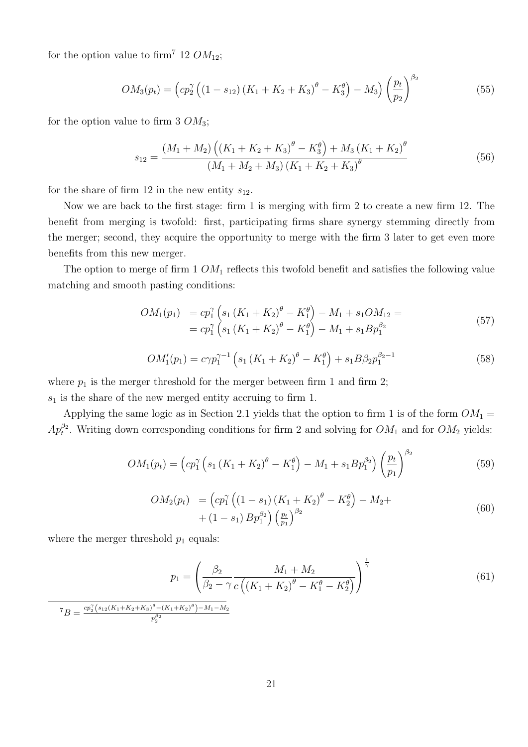for the option value to firm[7] 12 $OM_{12}$;

$$OM_3(p_t) = \left( cp_2^{\gamma} \left( (1 - s_{12}) (K_1 + K_2 + K_3)^{\theta} - K_3^{\theta} \right) - M_3 \right) \left( \frac{p_t}{p_2} \right)^{\beta_2} \tag{55}$$

for the option value to firm 3 $OM_3$;

$$s_{12} = \frac{(M_1 + M_2) \left( (K_1 + K_2 + K_3)^{\theta} - K_3^{\theta} \right) + M_3 (K_1 + K_2)^{\theta}}{(M_1 + M_2 + M_3) (K_1 + K_2 + K_3)^{\theta}} \tag{56}$$

for the share of firm 12 in the new entity $s_{12}$.

Now we are back to the first stage: firm 1 is merging with firm 2 to create a new firm 12. The benefit from merging is twofold: first, participating firms share synergy stemming directly from the merger; second, they acquire the opportunity to merge with the firm 3 later to get even more benefits from this new merger.

The option to merge of firm 1 $OM_1$ reflects this twofold benefit and satisfies the following value matching and smooth pasting conditions:

$$\begin{aligned} OM_1(p_1) &= cp_1^{\gamma} \left( s_1 (K_1 + K_2)^{\theta} - K_1^{\theta} \right) - M_1 + s_1 OM_{12} = \\ &= cp_1^{\gamma} \left( s_1 (K_1 + K_2)^{\theta} - K_1^{\theta} \right) - M_1 + s_1 B p_1^{\beta_2} \end{aligned} \tag{57}$$

$$OM_1'(p_1) = c\gamma p_1^{\gamma - 1} \left( s_1 (K_1 + K_2)^{\theta} - K_1^{\theta} \right) + s_1 B \beta_2 p_1^{\beta_2 - 1} \tag{58}$$

where $p_1$ is the merger threshold for the merger between firm 1 and firm 2;
$s_1$ is the share of the new merged entity accruing to firm 1.

Applying the same logic as in Section 2.1 yields that the option to firm 1 is of the form $OM_1 = Ap_t^{\beta_2}$. Writing down corresponding conditions for firm 2 and solving for $OM_1$ and for $OM_2$ yields:

$$OM_1(p_t) = \left( cp_1^{\gamma} \left( s_1 (K_1 + K_2)^{\theta} - K_1^{\theta} \right) - M_1 + s_1 B p_1^{\beta_2} \right) \left( \frac{p_t}{p_1} \right)^{\beta_2} \tag{59}$$

$$\begin{aligned} OM_2(p_t) &= \left( cp_1^{\gamma} \left( (1 - s_1) (K_1 + K_2)^{\theta} - K_2^{\theta} \right) - M_2 + \right. \\ &\left. + (1 - s_1) B p_1^{\beta_2} \right) \left( \frac{p_t}{p_1} \right)^{\beta_2} \end{aligned} \tag{60}$$

where the merger threshold $p_1$ equals:

$$p_1 = \left( \frac{\beta_2}{\beta_2 - \gamma} \frac{M_1 + M_2}{c \left( (K_1 + K_2)^{\theta} - K_1^{\theta} - K_2^{\theta} \right)} \right)^{\frac{1}{\gamma}} \tag{61}$$

[7] $B = \frac{cp_2^{\gamma} \left( s_{12} (K_1 + K_2 + K_3)^{\theta} - (K_1 + K_2)^{\theta} \right) - M_1 - M_2}{p_2^{\beta_2}}$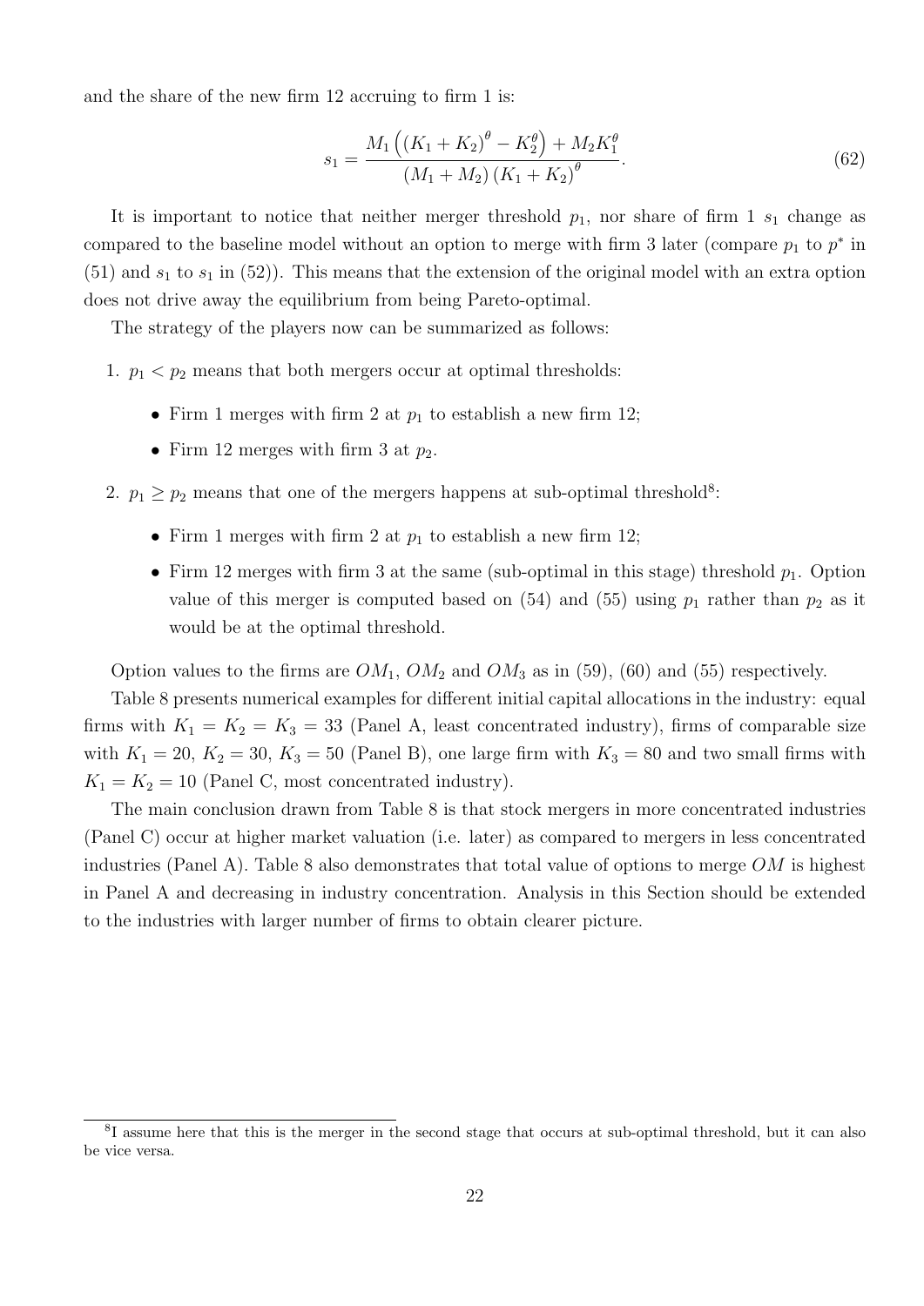and the share of the new firm 12 accruing to firm 1 is:

$$s_1 = \frac{M_1\left(\left(K_1+K_2\right)^{\theta}-K_2^{\theta}\right)+M_2K_1^{\theta}}{\left(M_1+M_2\right)\left(K_1+K_2\right)^{\theta}}. \tag{62}$$

It is important to notice that neither merger threshold $p_1$, nor share of firm 1 $s_1$ change as compared to the baseline model without an option to merge with firm 3 later (compare $p_1$ to $p^*$ in (51) and $s_1$ to $s_1$ in (52)). This means that the extension of the original model with an extra option does not drive away the equilibrium from being Pareto-optimal.

The strategy of the players now can be summarized as follows:

1. $p_1 < p_2$ means that both mergers occur at optimal thresholds:
   - Firm 1 merges with firm 2 at $p_1$ to establish a new firm 12;
   - Firm 12 merges with firm 3 at $p_2$.
2. $p_1 \geq p_2$ means that one of the mergers happens at sub-optimal threshold[8]:
   - Firm 1 merges with firm 2 at $p_1$ to establish a new firm 12;
   - Firm 12 merges with firm 3 at the same (sub-optimal in this stage) threshold $p_1$. Option value of this merger is computed based on (54) and (55) using $p_1$ rather than $p_2$ as it would be at the optimal threshold.

Option values to the firms are $OM_1$, $OM_2$ and $OM_3$ as in (59), (60) and (55) respectively.

Table 8 presents numerical examples for different initial capital allocations in the industry: equal firms with $K_1 = K_2 = K_3 = 33$ (Panel A, least concentrated industry), firms of comparable size with $K_1 = 20$, $K_2 = 30$, $K_3 = 50$ (Panel B), one large firm with $K_3 = 80$ and two small firms with $K_1 = K_2 = 10$ (Panel C, most concentrated industry).

The main conclusion drawn from Table 8 is that stock mergers in more concentrated industries (Panel C) occur at higher market valuation (i.e. later) as compared to mergers in less concentrated industries (Panel A). Table 8 also demonstrates that total value of options to merge $OM$ is highest in Panel A and decreasing in industry concentration. Analysis in this Section should be extended to the industries with larger number of firms to obtain clearer picture.

[8] I assume here that this is the merger in the second stage that occurs at sub-optimal threshold, but it can also be vice versa.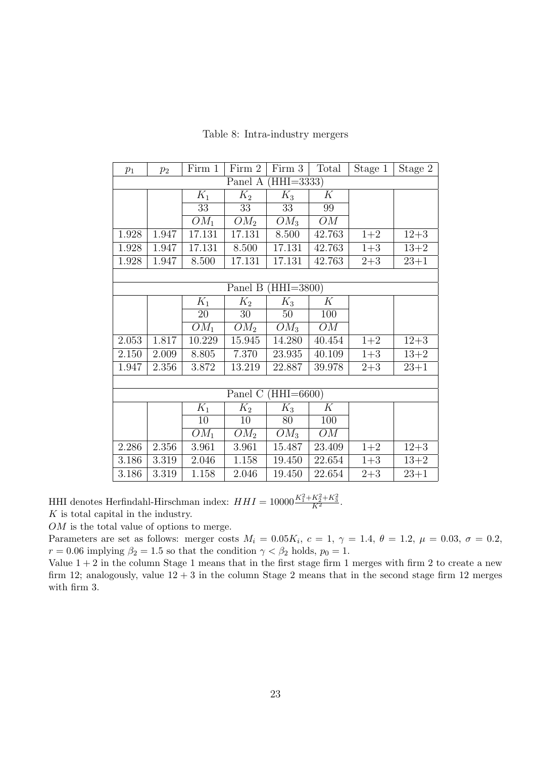Table 8: Intra-industry mergers

| $p_1$ | $p_2$ | Firm 1 | Firm 2 | Firm 3 | Total | Stage 1 | Stage 2 |
|---|---|---|---|---|---|---|---|
| Panel A (HHI=3333) | | | | | | | |
| | | $K_1$ | $K_2$ | $K_3$ | $K$ | | |
| | | 33 | 33 | 33 | 99 | | |
| | | $OM_1$ | $OM_2$ | $OM_3$ | $OM$ | | |
| 1.928 | 1.947 | 17.131 | 17.131 | 8.500 | 42.763 | 1+2 | 12+3 |
| 1.928 | 1.947 | 17.131 | 8.500 | 17.131 | 42.763 | 1+3 | 13+2 |
| 1.928 | 1.947 | 8.500 | 17.131 | 17.131 | 42.763 | 2+3 | 23+1 |
| Panel B (HHI=3800) | | | | | | | |
| | | $K_1$ | $K_2$ | $K_3$ | $K$ | | |
| | | 20 | 30 | 50 | 100 | | |
| | | $OM_1$ | $OM_2$ | $OM_3$ | $OM$ | | |
| 2.053 | 1.817 | 10.229 | 15.945 | 14.280 | 40.454 | 1+2 | 12+3 |
| 2.150 | 2.009 | 8.805 | 7.370 | 23.935 | 40.109 | 1+3 | 13+2 |
| 1.947 | 2.356 | 3.872 | 13.219 | 22.887 | 39.978 | 2+3 | 23+1 |
| Panel C (HHI=6600) | | | | | | | |
| | | $K_1$ | $K_2$ | $K_3$ | $K$ | | |
| | | 10 | 10 | 80 | 100 | | |
| | | $OM_1$ | $OM_2$ | $OM_3$ | $OM$ | | |
| 2.286 | 2.356 | 3.961 | 3.961 | 15.487 | 23.409 | 1+2 | 12+3 |
| 3.186 | 3.319 | 2.046 | 1.158 | 19.450 | 22.654 | 1+3 | 13+2 |
| 3.186 | 3.319 | 1.158 | 2.046 | 19.450 | 22.654 | 2+3 | 23+1 |

HHI denotes Herfindahl-Hirschman index: $HHI = 10000\frac{K_1^2+K_2^2+K_3^2}{K^2}$.

$K$ is total capital in the industry.

$OM$ is the total value of options to merge.

Parameters are set as follows: merger costs $M_i = 0.05K_i$, $c = 1$, $\gamma = 1.4$, $\theta = 1.2$, $\mu = 0.03$, $\sigma = 0.2$, $r = 0.06$ implying $\beta_2 = 1.5$ so that the condition $\gamma < \beta_2$ holds, $p_0 = 1$.

Value $1 + 2$ in the column Stage 1 means that in the first stage firm 1 merges with firm 2 to create a new firm 12; analogously, value $12 + 3$ in the column Stage 2 means that in the second stage firm 12 merges with firm 3.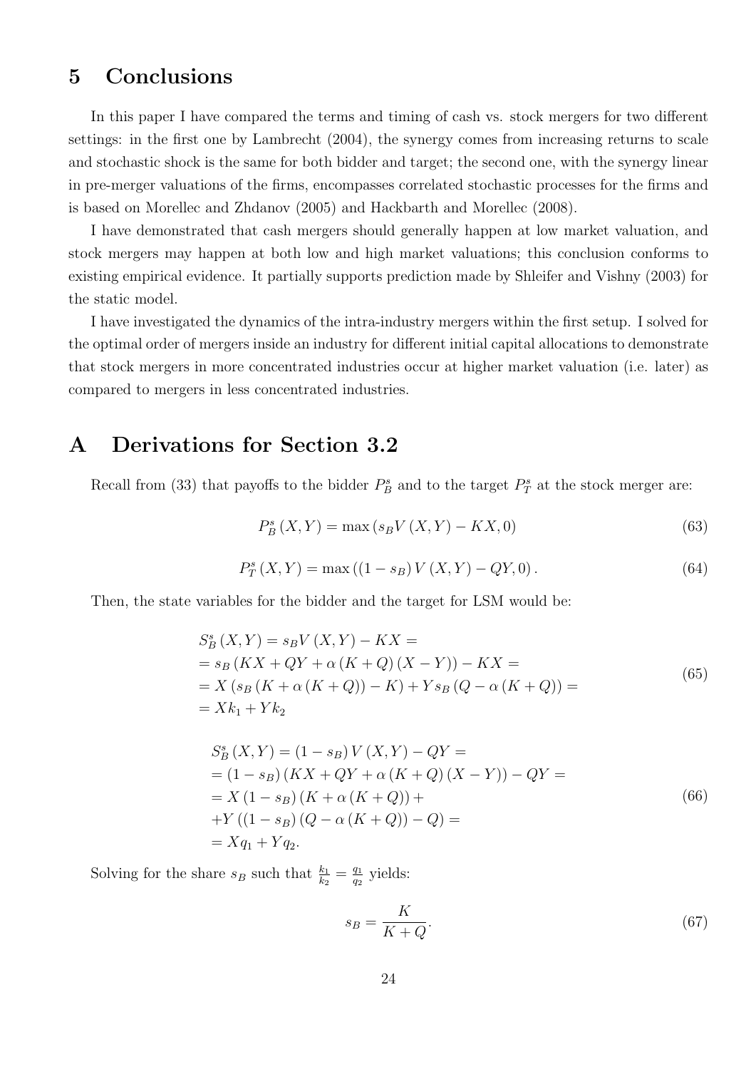# 5 Conclusions

In this paper I have compared the terms and timing of cash vs. stock mergers for two different settings: in the first one by Lambrecht (2004), the synergy comes from increasing returns to scale and stochastic shock is the same for both bidder and target; the second one, with the synergy linear in pre-merger valuations of the firms, encompasses correlated stochastic processes for the firms and is based on Morellec and Zhdanov (2005) and Hackbarth and Morellec (2008).

I have demonstrated that cash mergers should generally happen at low market valuation, and stock mergers may happen at both low and high market valuations; this conclusion conforms to existing empirical evidence. It partially supports prediction made by Shleifer and Vishny (2003) for the static model.

I have investigated the dynamics of the intra-industry mergers within the first setup. I solved for the optimal order of mergers inside an industry for different initial capital allocations to demonstrate that stock mergers in more concentrated industries occur at higher market valuation (i.e. later) as compared to mergers in less concentrated industries.

# A Derivations for Section 3.2

Recall from (33) that payoffs to the bidder $P_B^s$ and to the target $P_T^s$ at the stock merger are:

$$P_B^s(X,Y) = \max\left(s_B V(X,Y) - KX, 0\right) \tag{63}$$

$$P_T^s(X,Y) = \max\left((1-s_B) V(X,Y) - QY, 0\right). \tag{64}$$

Then, the state variables for the bidder and the target for LSM would be:

$$\begin{aligned}
&S_B^s(X,Y) = s_B V(X,Y) - KX = \\
&= s_B\left(KX + QY + \alpha(K+Q)(X-Y)\right) - KX = \\
&= X\left(s_B\left(K + \alpha(K+Q)\right) - K\right) + Y s_B\left(Q - \alpha(K+Q)\right) = \\
&= Xk_1 + Yk_2
\end{aligned} \tag{65}$$

$$\begin{aligned}
&S_B^s(X,Y) = (1-s_B) V(X,Y) - QY = \\
&= (1-s_B)\left(KX + QY + \alpha(K+Q)(X-Y)\right) - QY = \\
&= X(1-s_B)\left(K + \alpha(K+Q)\right) + \\
&+ Y\left((1-s_B)\left(Q - \alpha(K+Q)\right) - Q\right) = \\
&= Xq_1 + Yq_2.
\end{aligned} \tag{66}$$

Solving for the share $s_B$ such that $\frac{k_1}{k_2} = \frac{q_1}{q_2}$ yields:

$$s_B = \frac{K}{K+Q}. \tag{67}$$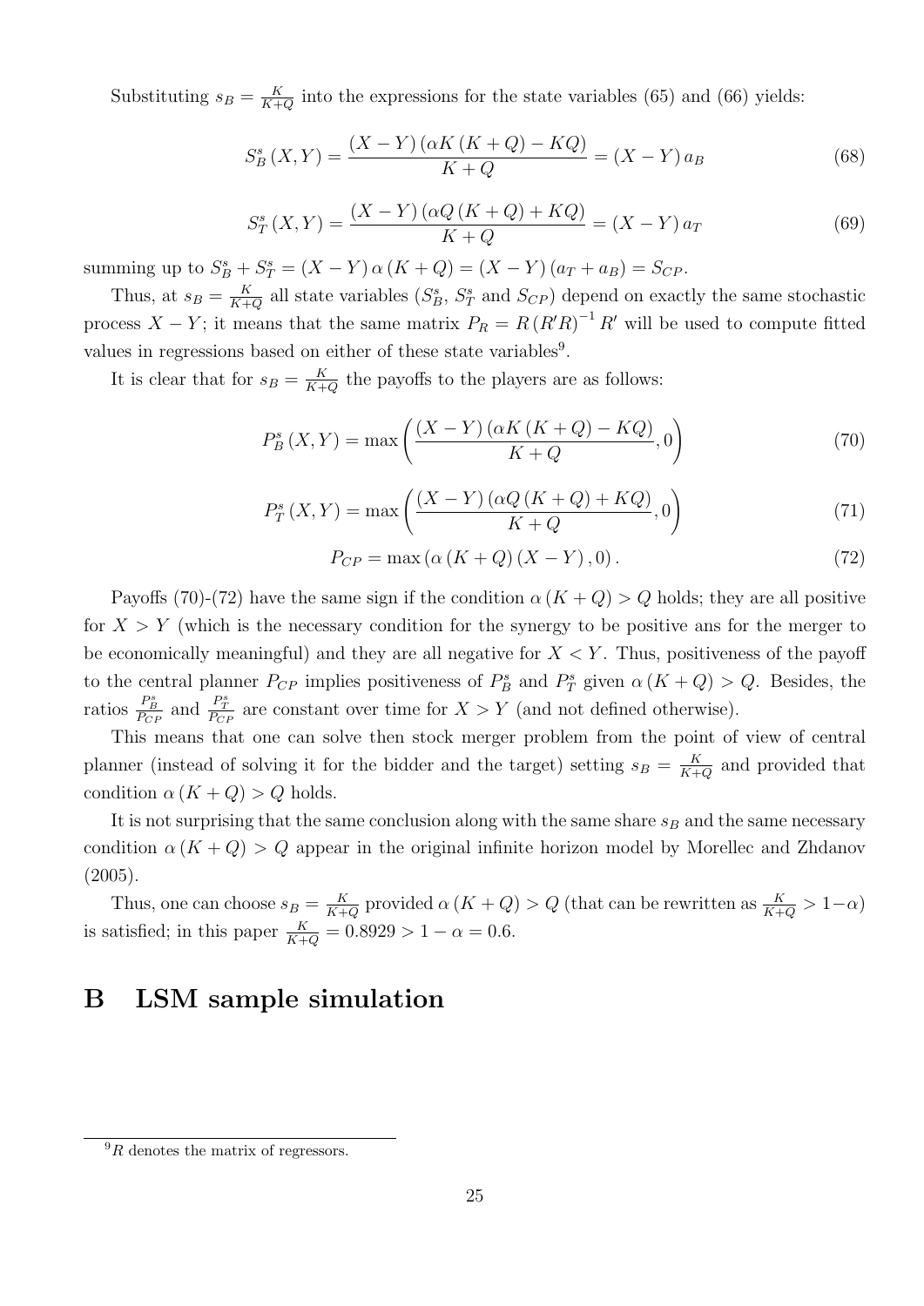Substituting $s_B = \frac{K}{K+Q}$ into the expressions for the state variables (65) and (66) yields:

$$S_B^s(X,Y) = \frac{(X-Y)(\alpha K(K+Q) - KQ)}{K+Q} = (X-Y)\,a_B \tag{68}$$

$$S_T^s(X,Y) = \frac{(X-Y)(\alpha Q(K+Q) + KQ)}{K+Q} = (X-Y)\,a_T \tag{69}$$

summing up to $S_B^s + S_T^s = (X-Y)\,\alpha(K+Q) = (X-Y)(a_T + a_B) = S_{CP}$.

Thus, at $s_B = \frac{K}{K+Q}$ all state variables ($S_B^s$, $S_T^s$ and $S_{CP}$) depend on exactly the same stochastic process $X-Y$; it means that the same matrix $P_R = R(R'R)^{-1}R'$ will be used to compute fitted values in regressions based on either of these state variables[9].

It is clear that for $s_B = \frac{K}{K+Q}$ the payoffs to the players are as follows:

$$P_B^s(X,Y) = \max\left(\frac{(X-Y)(\alpha K(K+Q) - KQ)}{K+Q}, 0\right) \tag{70}$$

$$P_T^s(X,Y) = \max\left(\frac{(X-Y)(\alpha Q(K+Q) + KQ)}{K+Q}, 0\right) \tag{71}$$

$$P_{CP} = \max\left(\alpha(K+Q)(X-Y), 0\right). \tag{72}$$

Payoffs (70)-(72) have the same sign if the condition $\alpha(K+Q) > Q$ holds; they are all positive for $X > Y$ (which is the necessary condition for the synergy to be positive ans for the merger to be economically meaningful) and they are all negative for $X < Y$. Thus, positiveness of the payoff to the central planner $P_{CP}$ implies positiveness of $P_B^s$ and $P_T^s$ given $\alpha(K+Q) > Q$. Besides, the ratios $\frac{P_B^s}{P_{CP}}$ and $\frac{P_T^s}{P_{CP}}$ are constant over time for $X > Y$ (and not defined otherwise).

This means that one can solve then stock merger problem from the point of view of central planner (instead of solving it for the bidder and the target) setting $s_B = \frac{K}{K+Q}$ and provided that condition $\alpha(K+Q) > Q$ holds.

It is not surprising that the same conclusion along with the same share $s_B$ and the same necessary condition $\alpha(K+Q) > Q$ appear in the original infinite horizon model by Morellec and Zhdanov (2005).

Thus, one can choose $s_B = \frac{K}{K+Q}$ provided $\alpha(K+Q) > Q$ (that can be rewritten as $\frac{K}{K+Q} > 1-\alpha$) is satisfied; in this paper $\frac{K}{K+Q} = 0.8929 > 1 - \alpha = 0.6$.

# B LSM sample simulation

[9] $R$ denotes the matrix of regressors.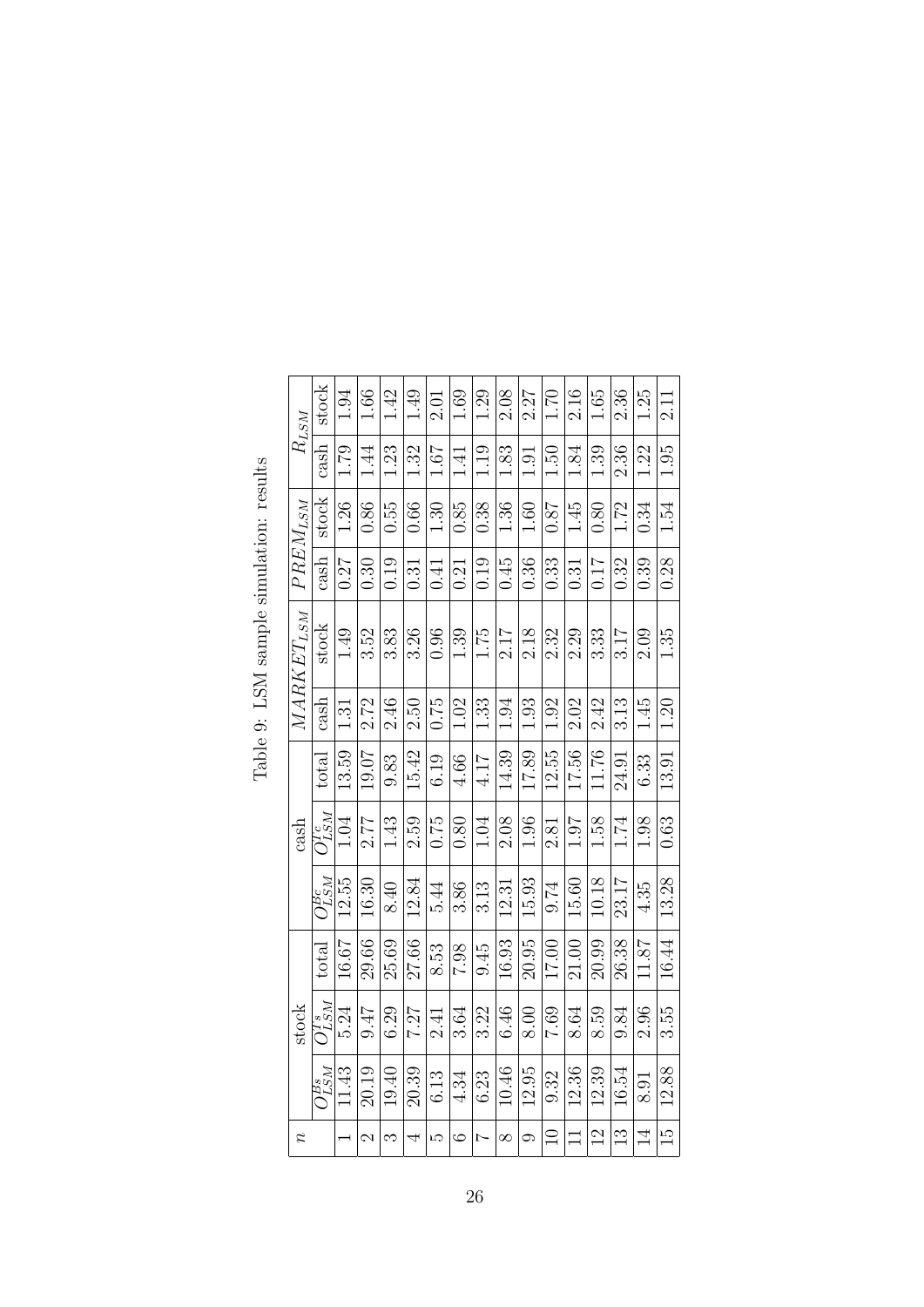Table 9: LSM sample simulation: results

| $n$ | stock | | | cash | | | $MARKET_{LSM}$ | | $PREM_{LSM}$ | | $R_{LSM}$ | |
|---|---|---|---|---|---|---|---|---|---|---|---|---|
| | $O^{Bs}_{LSM}$ | $O^{Is}_{LSM}$ | total | $O^{Bc}_{LSM}$ | $O^{Ic}_{LSM}$ | total | cash | stock | cash | stock | cash | stock |
| 1 | 11.43 | 5.24 | 16.67 | 12.55 | 1.04 | 13.59 | 1.31 | 1.49 | 0.27 | 1.26 | 1.79 | 1.94 |
| 2 | 20.19 | 9.47 | 29.66 | 16.30 | 2.77 | 19.07 | 2.72 | 3.52 | 0.30 | 0.86 | 1.44 | 1.66 |
| 3 | 19.40 | 6.29 | 25.69 | 8.40 | 1.43 | 9.83 | 2.46 | 3.83 | 0.19 | 0.55 | 1.23 | 1.42 |
| 4 | 20.39 | 7.27 | 27.66 | 12.84 | 2.59 | 15.42 | 2.50 | 3.26 | 0.31 | 0.66 | 1.32 | 1.49 |
| 5 | 6.13 | 2.41 | 8.53 | 5.44 | 0.75 | 6.19 | 0.75 | 0.96 | 0.41 | 1.30 | 1.67 | 2.01 |
| 6 | 4.34 | 3.64 | 7.98 | 3.86 | 0.80 | 4.66 | 1.02 | 1.39 | 0.21 | 0.85 | 1.41 | 1.69 |
| 7 | 6.23 | 3.22 | 9.45 | 3.13 | 1.04 | 4.17 | 1.33 | 1.75 | 0.19 | 0.38 | 1.19 | 1.29 |
| 8 | 10.46 | 6.46 | 16.93 | 12.31 | 2.08 | 14.39 | 1.94 | 2.17 | 0.45 | 1.36 | 1.83 | 2.08 |
| 9 | 12.95 | 8.00 | 20.95 | 15.93 | 1.96 | 17.89 | 1.93 | 2.18 | 0.36 | 1.60 | 1.91 | 2.27 |
| 10 | 9.32 | 7.69 | 17.00 | 9.74 | 2.81 | 12.55 | 1.92 | 2.32 | 0.33 | 0.87 | 1.50 | 1.70 |
| 11 | 12.36 | 8.64 | 21.00 | 15.60 | 1.97 | 17.56 | 2.02 | 2.29 | 0.31 | 1.45 | 1.84 | 2.16 |
| 12 | 12.39 | 8.59 | 20.99 | 10.18 | 1.58 | 11.76 | 2.42 | 3.33 | 0.17 | 0.80 | 1.39 | 1.65 |
| 13 | 16.54 | 9.84 | 26.38 | 23.17 | 1.74 | 24.91 | 3.13 | 3.17 | 0.32 | 1.72 | 2.36 | 2.36 |
| 14 | 8.91 | 2.96 | 11.87 | 4.35 | 1.98 | 6.33 | 1.45 | 2.09 | 0.39 | 0.34 | 1.22 | 1.25 |
| 15 | 12.88 | 3.55 | 16.44 | 13.28 | 0.63 | 13.91 | 1.20 | 1.35 | 0.28 | 1.54 | 1.95 | 2.11 |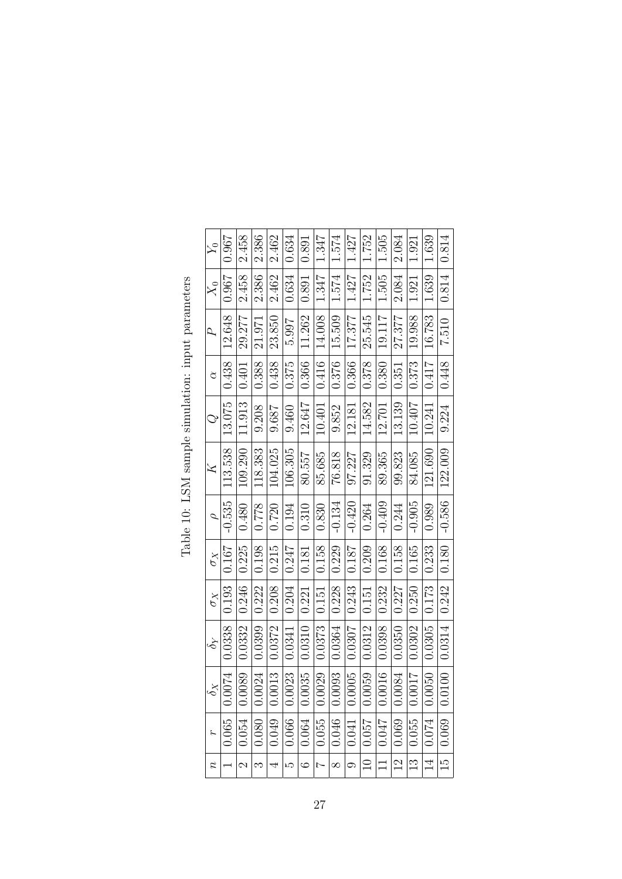Table 10: LSM sample simulation: input parameters

| $n$ | $r$ | $\delta_X$ | $\delta_Y$ | $\sigma_X$ | $\sigma_X$ | $\rho$ | $K$ | $Q$ | $\alpha$ | $P$ | $X_0$ | $Y_0$ |
|---|---|---|---|---|---|---|---|---|---|---|---|---|
| 1 | 0.065 | 0.0074 | 0.0338 | 0.193 | 0.167 | -0.535 | 113.538 | 13.075 | 0.438 | 12.648 | 0.967 | 0.967 |
| 2 | 0.054 | 0.0089 | 0.0332 | 0.246 | 0.225 | 0.480 | 109.290 | 11.913 | 0.401 | 29.277 | 2.458 | 2.458 |
| 3 | 0.080 | 0.0024 | 0.0399 | 0.222 | 0.198 | 0.778 | 118.383 | 9.208 | 0.388 | 21.971 | 2.386 | 2.386 |
| 4 | 0.049 | 0.0013 | 0.0372 | 0.208 | 0.215 | 0.720 | 104.025 | 9.687 | 0.438 | 23.850 | 2.462 | 2.462 |
| 5 | 0.066 | 0.0023 | 0.0341 | 0.204 | 0.247 | 0.194 | 106.305 | 9.460 | 0.375 | 5.997 | 0.634 | 0.634 |
| 6 | 0.064 | 0.0035 | 0.0310 | 0.221 | 0.181 | 0.310 | 80.557 | 12.647 | 0.366 | 11.262 | 0.891 | 0.891 |
| 7 | 0.055 | 0.0029 | 0.0373 | 0.151 | 0.158 | 0.830 | 85.685 | 10.401 | 0.416 | 14.008 | 1.347 | 1.347 |
| 8 | 0.046 | 0.0093 | 0.0364 | 0.228 | 0.229 | -0.134 | 76.818 | 9.852 | 0.376 | 15.509 | 1.574 | 1.574 |
| 9 | 0.041 | 0.0005 | 0.0307 | 0.243 | 0.187 | -0.420 | 97.227 | 12.181 | 0.366 | 17.377 | 1.427 | 1.427 |
| 10 | 0.057 | 0.0059 | 0.0312 | 0.151 | 0.209 | 0.264 | 91.329 | 14.582 | 0.378 | 25.545 | 1.752 | 1.752 |
| 11 | 0.047 | 0.0016 | 0.0398 | 0.232 | 0.168 | -0.409 | 89.365 | 12.701 | 0.380 | 19.117 | 1.505 | 1.505 |
| 12 | 0.069 | 0.0084 | 0.0350 | 0.227 | 0.158 | 0.244 | 99.823 | 13.139 | 0.351 | 27.377 | 2.084 | 2.084 |
| 13 | 0.055 | 0.0017 | 0.0302 | 0.250 | 0.165 | -0.905 | 84.085 | 10.407 | 0.373 | 19.988 | 1.921 | 1.921 |
| 14 | 0.074 | 0.0050 | 0.0305 | 0.173 | 0.233 | 0.989 | 121.690 | 10.241 | 0.417 | 16.783 | 1.639 | 1.639 |
| 15 | 0.069 | 0.0100 | 0.0314 | 0.242 | 0.180 | -0.586 | 122.009 | 9.224 | 0.448 | 7.510 | 0.814 | 0.814 |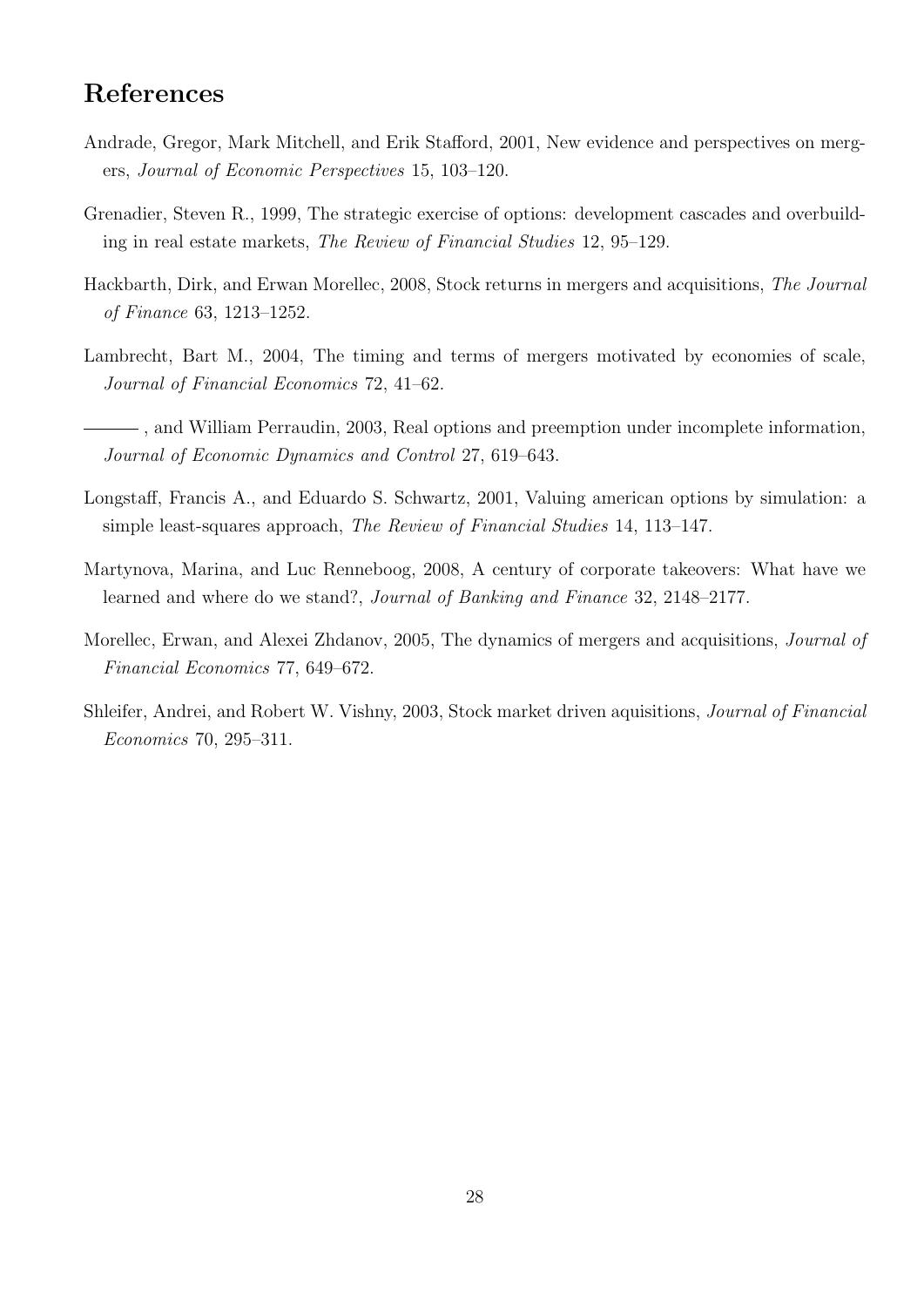## References

Andrade, Gregor, Mark Mitchell, and Erik Stafford, 2001, New evidence and perspectives on mergers, *Journal of Economic Perspectives* 15, 103–120.

Grenadier, Steven R., 1999, The strategic exercise of options: development cascades and overbuilding in real estate markets, *The Review of Financial Studies* 12, 95–129.

Hackbarth, Dirk, and Erwan Morellec, 2008, Stock returns in mergers and acquisitions, *The Journal of Finance* 63, 1213–1252.

Lambrecht, Bart M., 2004, The timing and terms of mergers motivated by economies of scale, *Journal of Financial Economics* 72, 41–62.

———, and William Perraudin, 2003, Real options and preemption under incomplete information, *Journal of Economic Dynamics and Control* 27, 619–643.

Longstaff, Francis A., and Eduardo S. Schwartz, 2001, Valuing american options by simulation: a simple least-squares approach, *The Review of Financial Studies* 14, 113–147.

Martynova, Marina, and Luc Renneboog, 2008, A century of corporate takeovers: What have we learned and where do we stand?, *Journal of Banking and Finance* 32, 2148–2177.

Morellec, Erwan, and Alexei Zhdanov, 2005, The dynamics of mergers and acquisitions, *Journal of Financial Economics* 77, 649–672.

Shleifer, Andrei, and Robert W. Vishny, 2003, Stock market driven aquisitions, *Journal of Financial Economics* 70, 295–311.